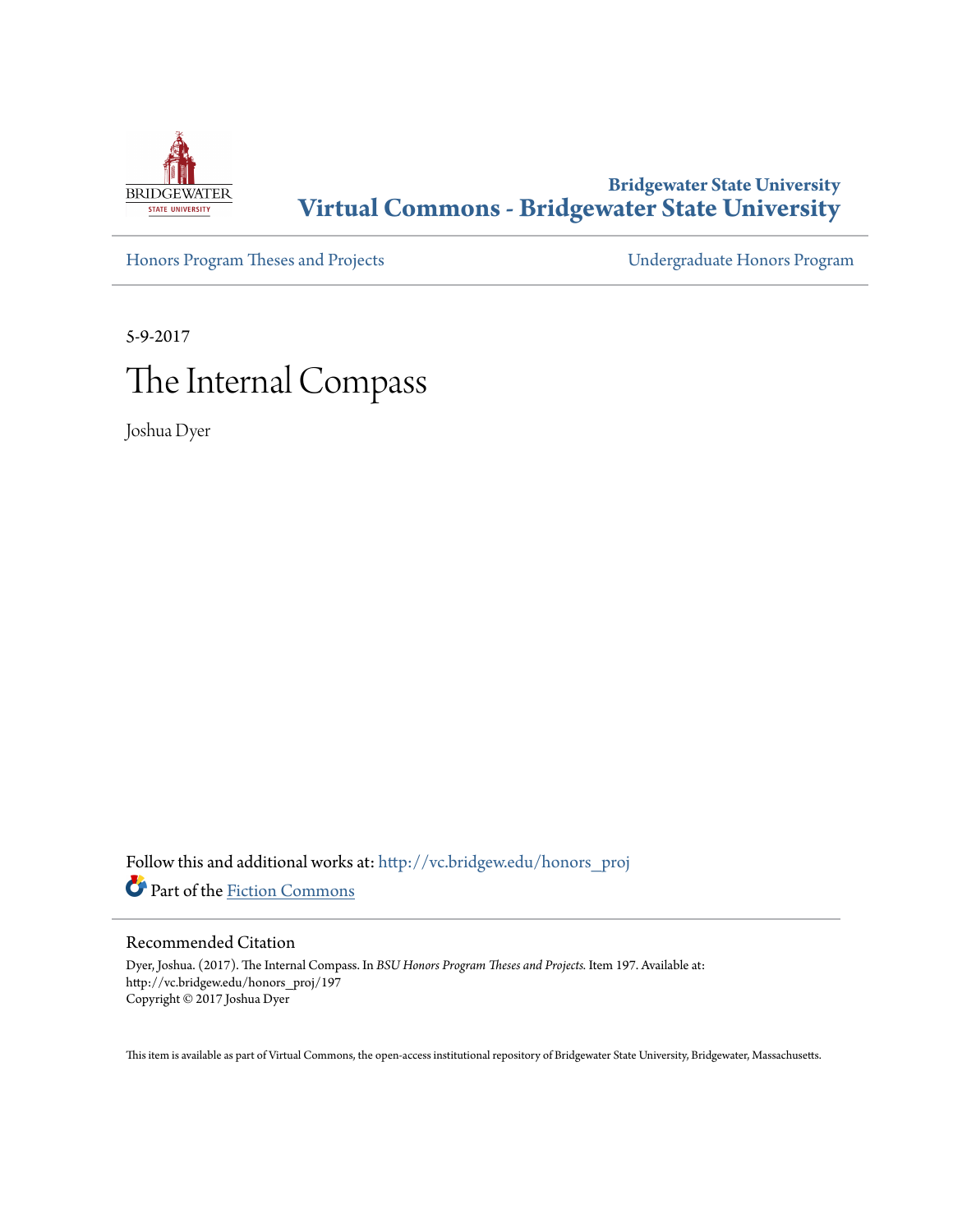Bridgewater State University

# Virtual Commons - Bridgewater State University

Honors Program Theses and Projects

Undergraduate Honors Program

5-9-2017

# The Internal Compass

Joshua Dyer

Follow this and additional works at: http://vc.bridgew.edu/honors_proj

Part of the Fiction Commons

## Recommended Citation

Dyer, Joshua. (2017). The Internal Compass. In *BSU Honors Program Theses and Projects.* Item 197. Available at: http://vc.bridgew.edu/honors_proj/197
Copyright © 2017 Joshua Dyer

This item is available as part of Virtual Commons, the open-access institutional repository of Bridgewater State University, Bridgewater, Massachusetts.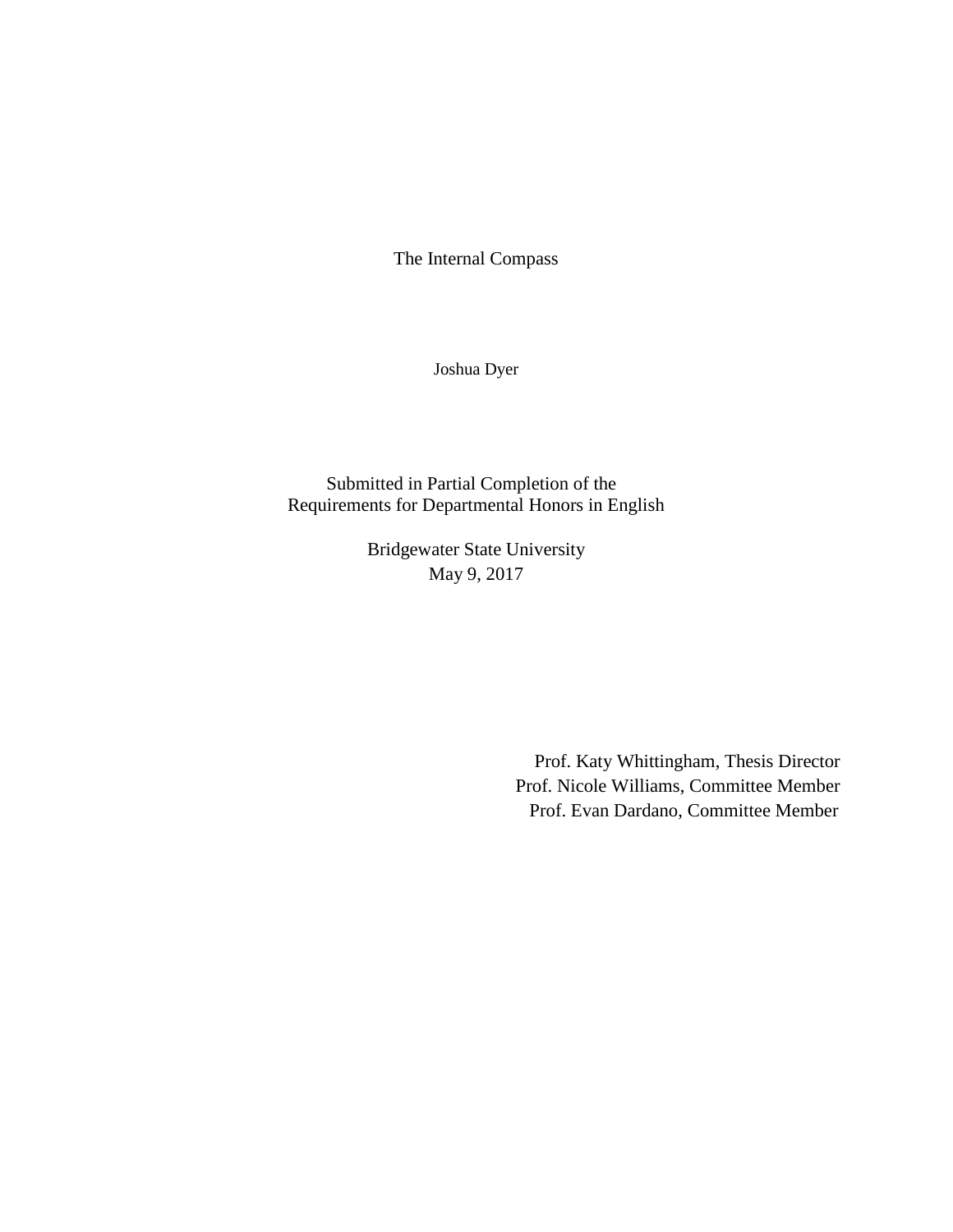# The Internal Compass

Joshua Dyer

Submitted in Partial Completion of the
Requirements for Departmental Honors in English

Bridgewater State University
May 9, 2017

Prof. Katy Whittingham, Thesis Director
Prof. Nicole Williams, Committee Member
Prof. Evan Dardano, Committee Member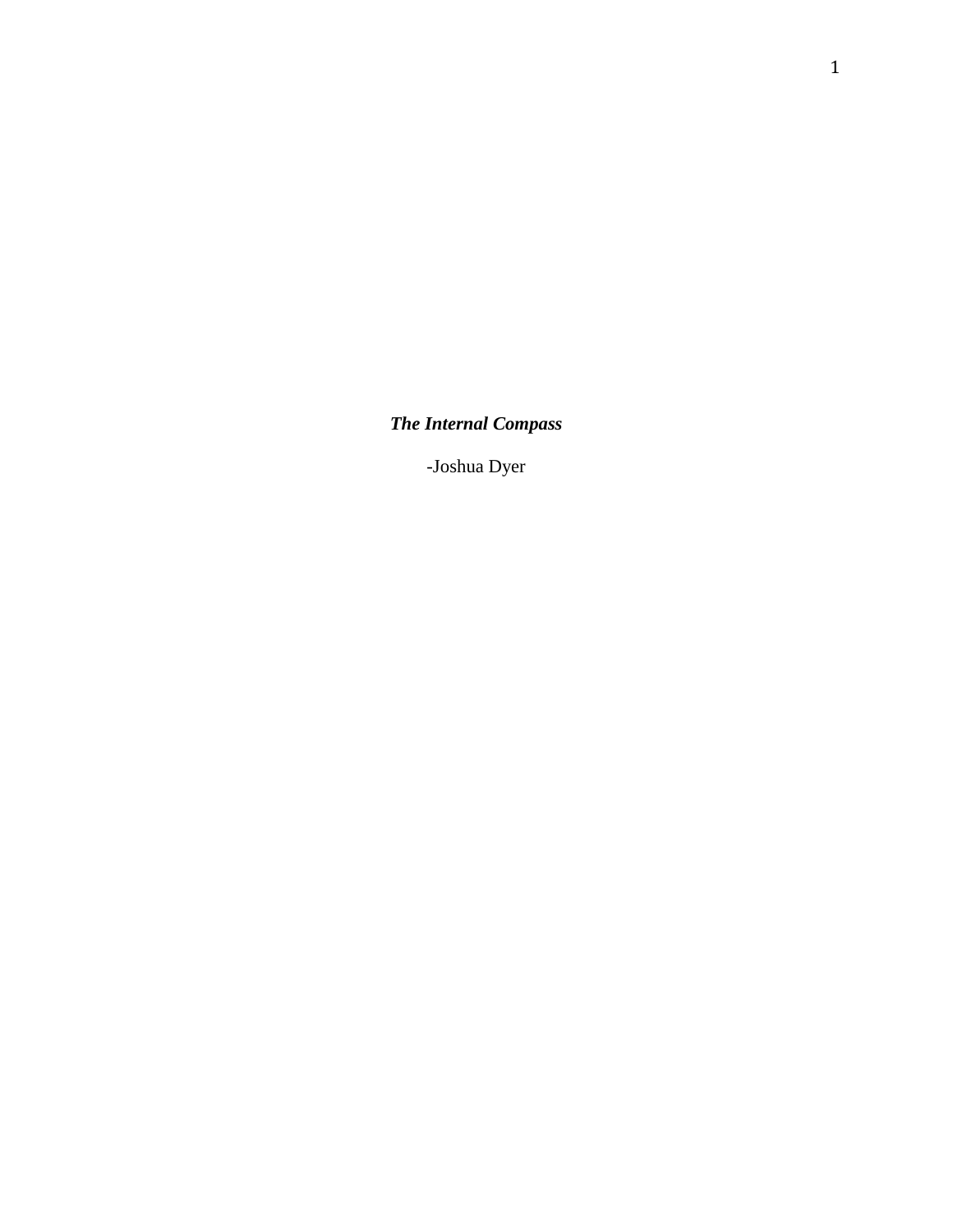***The Internal Compass***

-Joshua Dyer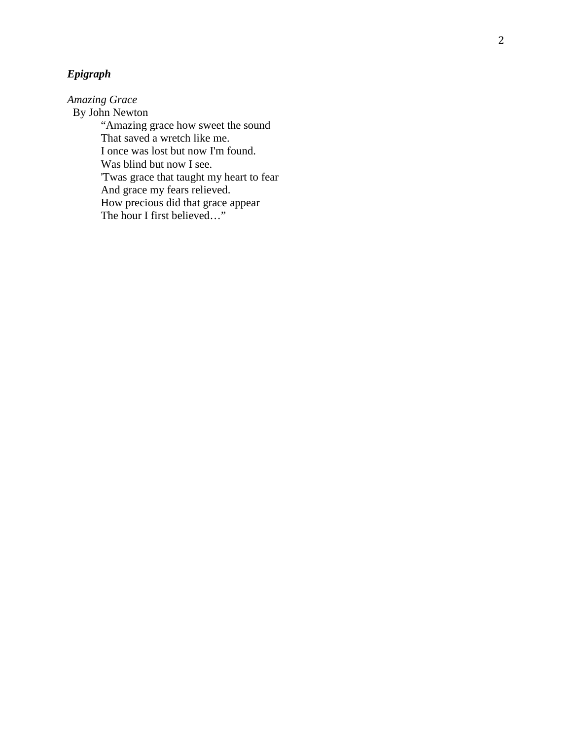***Epigraph***

*Amazing Grace*
By John Newton

“Amazing grace how sweet the sound
That saved a wretch like me.
I once was lost but now I'm found.
Was blind but now I see.
'Twas grace that taught my heart to fear
And grace my fears relieved.
How precious did that grace appear
The hour I first believed…”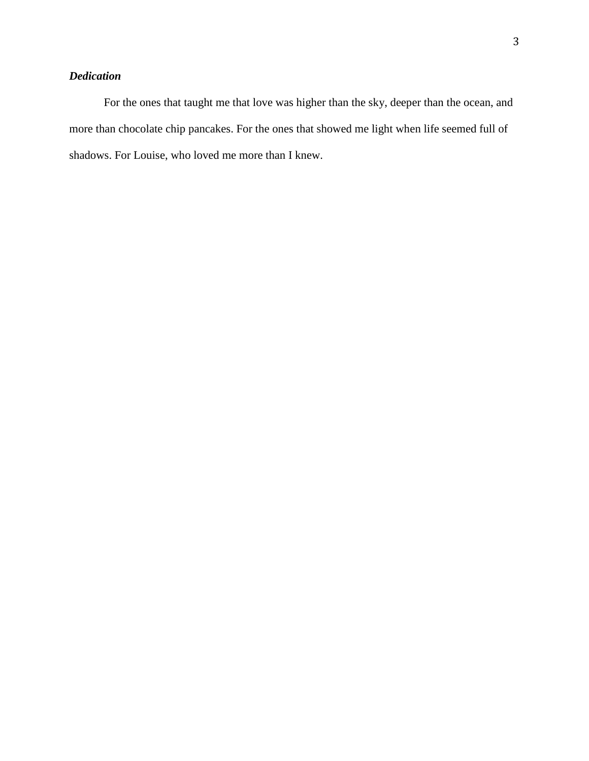***Dedication***

For the ones that taught me that love was higher than the sky, deeper than the ocean, and more than chocolate chip pancakes. For the ones that showed me light when life seemed full of shadows. For Louise, who loved me more than I knew.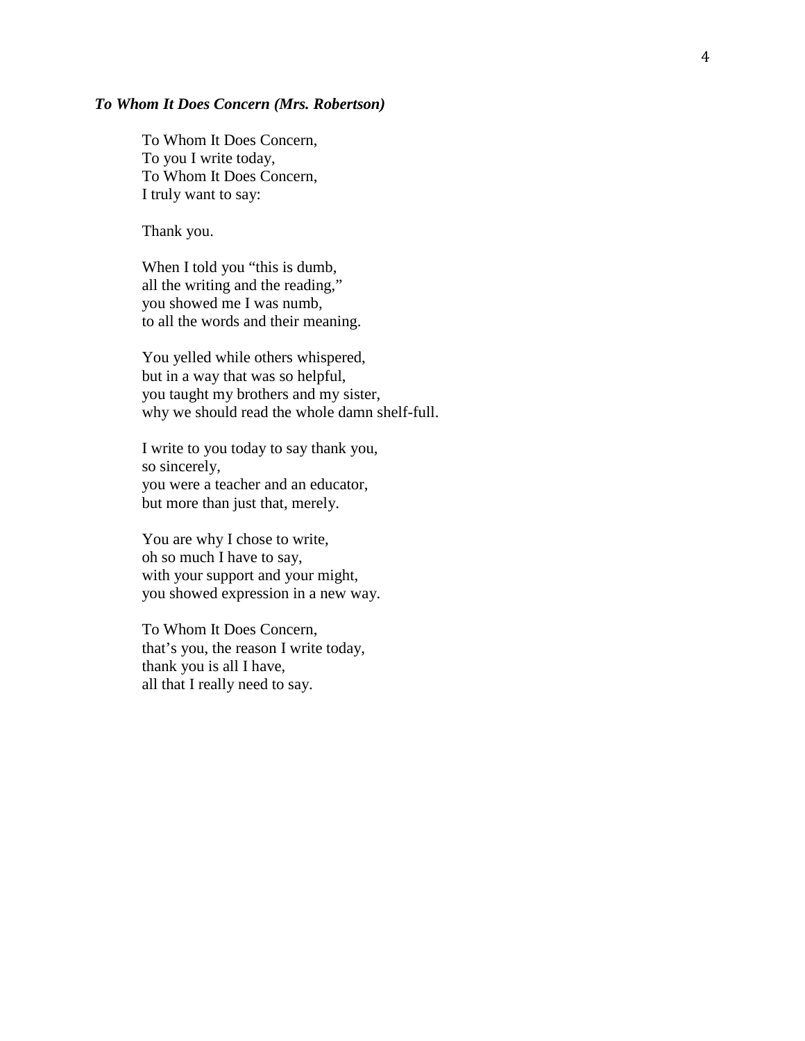***To Whom It Does Concern (Mrs. Robertson)***

To Whom It Does Concern,
To you I write today,
To Whom It Does Concern,
I truly want to say:

Thank you.

When I told you "this is dumb,
all the writing and the reading,"
you showed me I was numb,
to all the words and their meaning.

You yelled while others whispered,
but in a way that was so helpful,
you taught my brothers and my sister,
why we should read the whole damn shelf-full.

I write to you today to say thank you,
so sincerely,
you were a teacher and an educator,
but more than just that, merely.

You are why I chose to write,
oh so much I have to say,
with your support and your might,
you showed expression in a new way.

To Whom It Does Concern,
that's you, the reason I write today,
thank you is all I have,
all that I really need to say.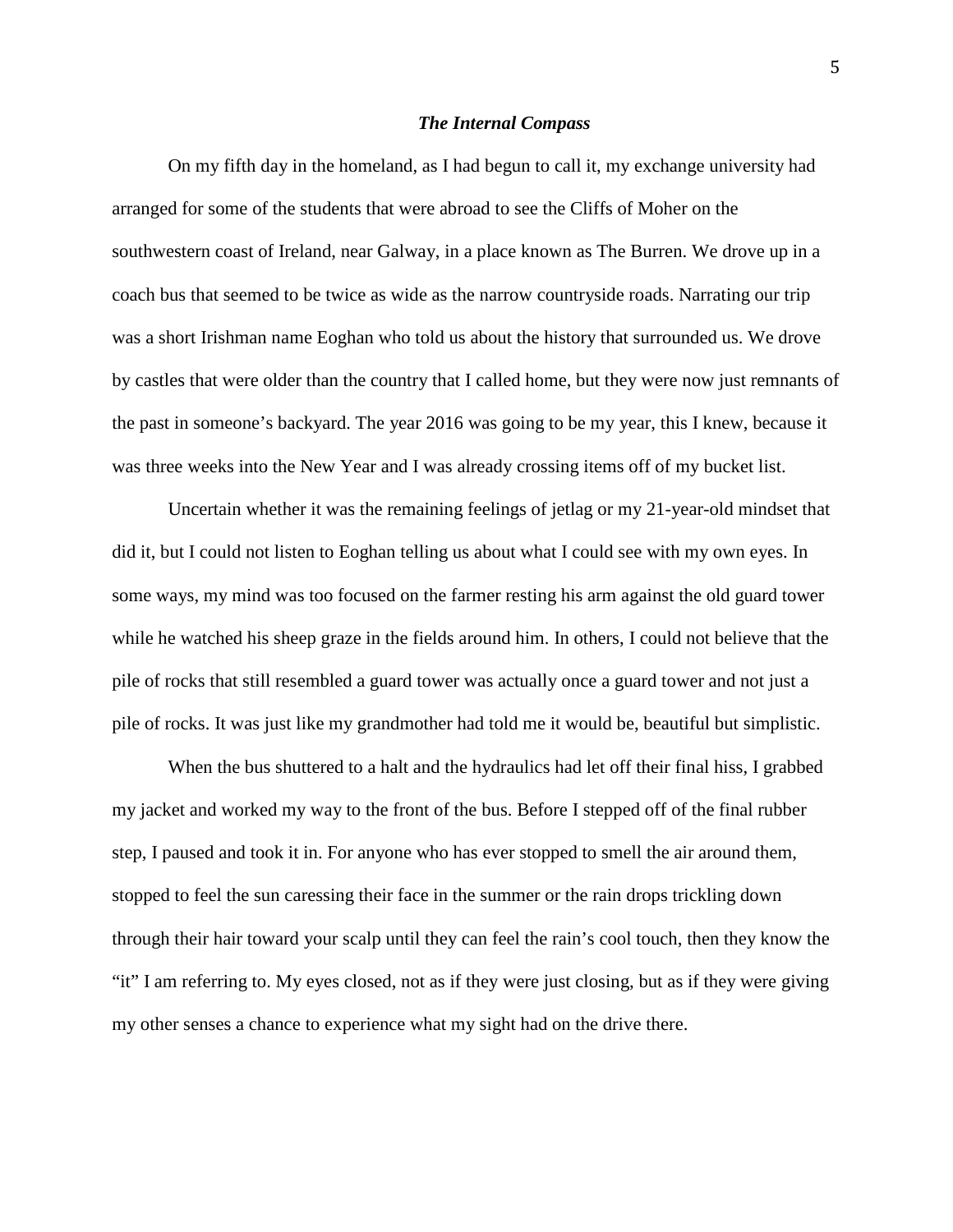***The Internal Compass***

On my fifth day in the homeland, as I had begun to call it, my exchange university had arranged for some of the students that were abroad to see the Cliffs of Moher on the southwestern coast of Ireland, near Galway, in a place known as The Burren. We drove up in a coach bus that seemed to be twice as wide as the narrow countryside roads. Narrating our trip was a short Irishman name Eoghan who told us about the history that surrounded us. We drove by castles that were older than the country that I called home, but they were now just remnants of the past in someone's backyard. The year 2016 was going to be my year, this I knew, because it was three weeks into the New Year and I was already crossing items off of my bucket list.

Uncertain whether it was the remaining feelings of jetlag or my 21-year-old mindset that did it, but I could not listen to Eoghan telling us about what I could see with my own eyes. In some ways, my mind was too focused on the farmer resting his arm against the old guard tower while he watched his sheep graze in the fields around him. In others, I could not believe that the pile of rocks that still resembled a guard tower was actually once a guard tower and not just a pile of rocks. It was just like my grandmother had told me it would be, beautiful but simplistic.

When the bus shuttered to a halt and the hydraulics had let off their final hiss, I grabbed my jacket and worked my way to the front of the bus. Before I stepped off of the final rubber step, I paused and took it in. For anyone who has ever stopped to smell the air around them, stopped to feel the sun caressing their face in the summer or the rain drops trickling down through their hair toward your scalp until they can feel the rain's cool touch, then they know the "it" I am referring to. My eyes closed, not as if they were just closing, but as if they were giving my other senses a chance to experience what my sight had on the drive there.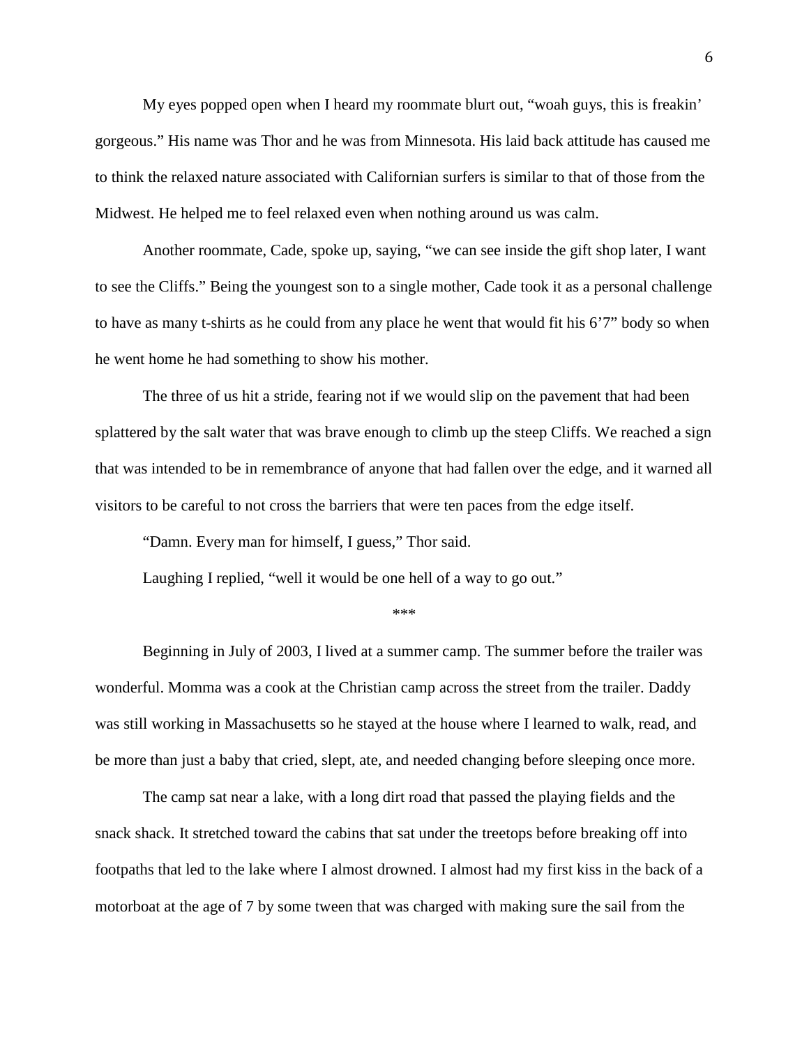My eyes popped open when I heard my roommate blurt out, "woah guys, this is freakin' gorgeous." His name was Thor and he was from Minnesota. His laid back attitude has caused me to think the relaxed nature associated with Californian surfers is similar to that of those from the Midwest. He helped me to feel relaxed even when nothing around us was calm.

Another roommate, Cade, spoke up, saying, "we can see inside the gift shop later, I want to see the Cliffs." Being the youngest son to a single mother, Cade took it as a personal challenge to have as many t-shirts as he could from any place he went that would fit his 6'7" body so when he went home he had something to show his mother.

The three of us hit a stride, fearing not if we would slip on the pavement that had been splattered by the salt water that was brave enough to climb up the steep Cliffs. We reached a sign that was intended to be in remembrance of anyone that had fallen over the edge, and it warned all visitors to be careful to not cross the barriers that were ten paces from the edge itself.

"Damn. Every man for himself, I guess," Thor said.

Laughing I replied, "well it would be one hell of a way to go out."

***

Beginning in July of 2003, I lived at a summer camp. The summer before the trailer was wonderful. Momma was a cook at the Christian camp across the street from the trailer. Daddy was still working in Massachusetts so he stayed at the house where I learned to walk, read, and be more than just a baby that cried, slept, ate, and needed changing before sleeping once more.

The camp sat near a lake, with a long dirt road that passed the playing fields and the snack shack. It stretched toward the cabins that sat under the treetops before breaking off into footpaths that led to the lake where I almost drowned. I almost had my first kiss in the back of a motorboat at the age of 7 by some tween that was charged with making sure the sail from the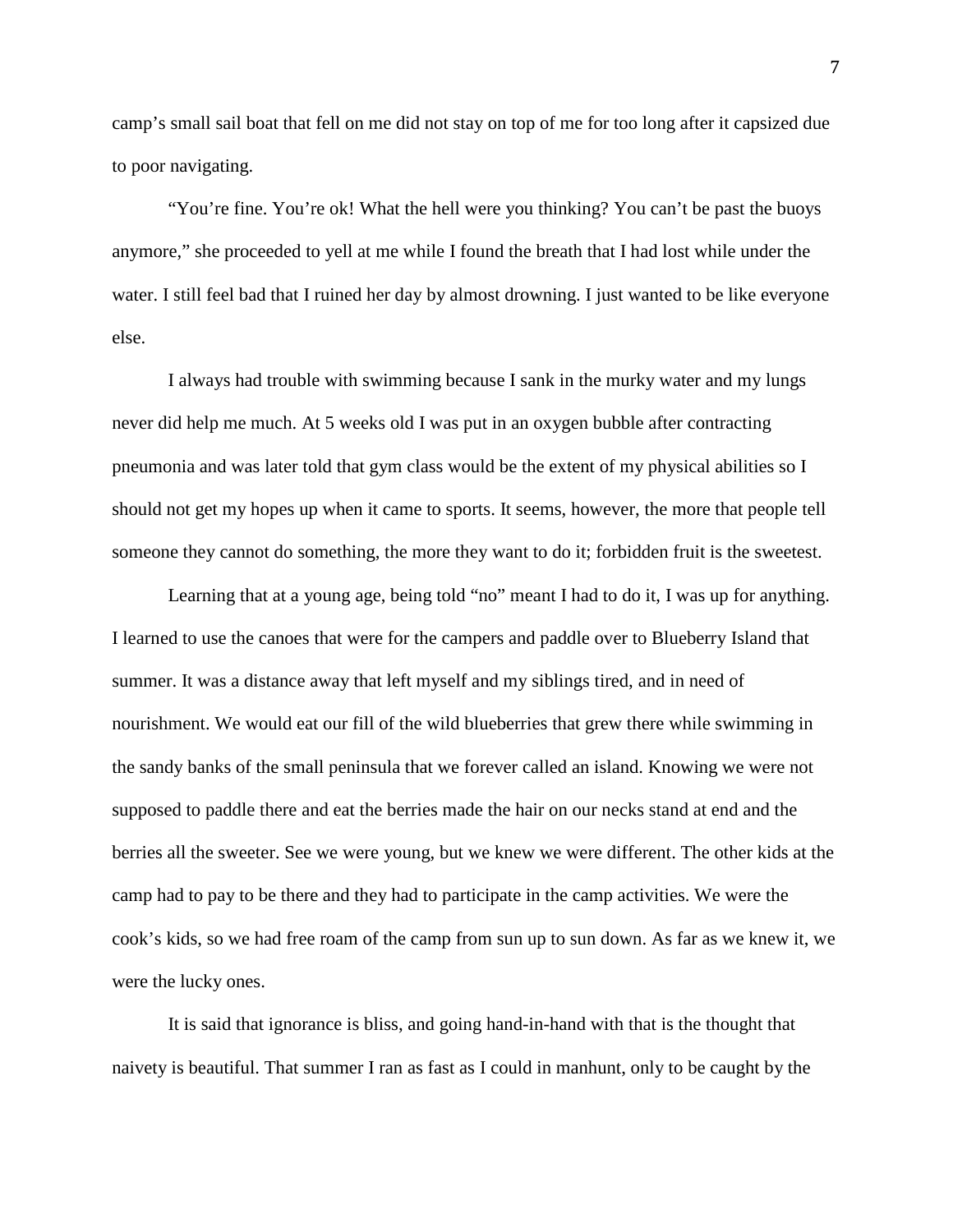camp's small sail boat that fell on me did not stay on top of me for too long after it capsized due to poor navigating.

"You're fine. You're ok! What the hell were you thinking? You can't be past the buoys anymore," she proceeded to yell at me while I found the breath that I had lost while under the water. I still feel bad that I ruined her day by almost drowning. I just wanted to be like everyone else.

I always had trouble with swimming because I sank in the murky water and my lungs never did help me much. At 5 weeks old I was put in an oxygen bubble after contracting pneumonia and was later told that gym class would be the extent of my physical abilities so I should not get my hopes up when it came to sports. It seems, however, the more that people tell someone they cannot do something, the more they want to do it; forbidden fruit is the sweetest.

Learning that at a young age, being told "no" meant I had to do it, I was up for anything. I learned to use the canoes that were for the campers and paddle over to Blueberry Island that summer. It was a distance away that left myself and my siblings tired, and in need of nourishment. We would eat our fill of the wild blueberries that grew there while swimming in the sandy banks of the small peninsula that we forever called an island. Knowing we were not supposed to paddle there and eat the berries made the hair on our necks stand at end and the berries all the sweeter. See we were young, but we knew we were different. The other kids at the camp had to pay to be there and they had to participate in the camp activities. We were the cook's kids, so we had free roam of the camp from sun up to sun down. As far as we knew it, we were the lucky ones.

It is said that ignorance is bliss, and going hand-in-hand with that is the thought that naivety is beautiful. That summer I ran as fast as I could in manhunt, only to be caught by the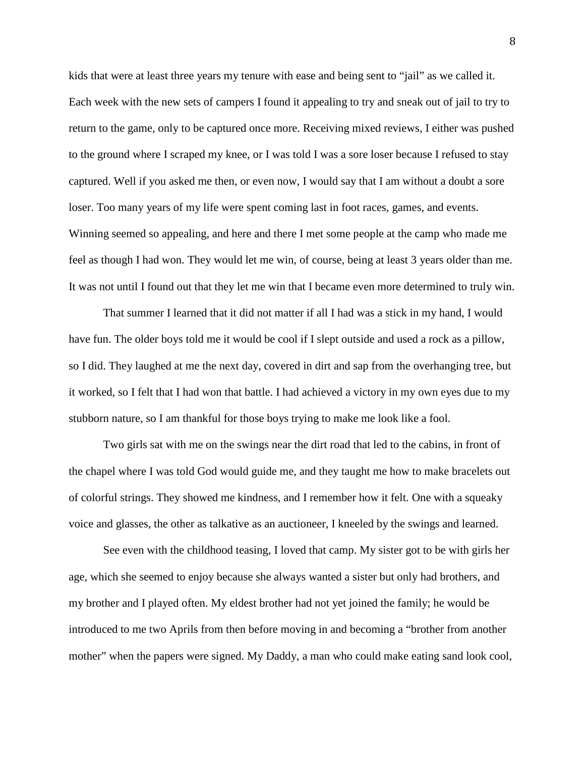kids that were at least three years my tenure with ease and being sent to "jail" as we called it. Each week with the new sets of campers I found it appealing to try and sneak out of jail to try to return to the game, only to be captured once more. Receiving mixed reviews, I either was pushed to the ground where I scraped my knee, or I was told I was a sore loser because I refused to stay captured. Well if you asked me then, or even now, I would say that I am without a doubt a sore loser. Too many years of my life were spent coming last in foot races, games, and events. Winning seemed so appealing, and here and there I met some people at the camp who made me feel as though I had won. They would let me win, of course, being at least 3 years older than me. It was not until I found out that they let me win that I became even more determined to truly win.

That summer I learned that it did not matter if all I had was a stick in my hand, I would have fun. The older boys told me it would be cool if I slept outside and used a rock as a pillow, so I did. They laughed at me the next day, covered in dirt and sap from the overhanging tree, but it worked, so I felt that I had won that battle. I had achieved a victory in my own eyes due to my stubborn nature, so I am thankful for those boys trying to make me look like a fool.

Two girls sat with me on the swings near the dirt road that led to the cabins, in front of the chapel where I was told God would guide me, and they taught me how to make bracelets out of colorful strings. They showed me kindness, and I remember how it felt. One with a squeaky voice and glasses, the other as talkative as an auctioneer, I kneeled by the swings and learned.

See even with the childhood teasing, I loved that camp. My sister got to be with girls her age, which she seemed to enjoy because she always wanted a sister but only had brothers, and my brother and I played often. My eldest brother had not yet joined the family; he would be introduced to me two Aprils from then before moving in and becoming a "brother from another mother" when the papers were signed. My Daddy, a man who could make eating sand look cool,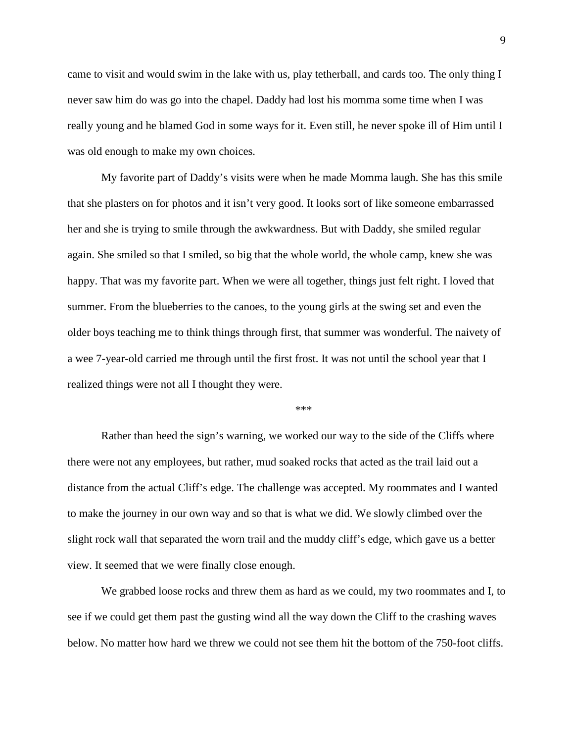came to visit and would swim in the lake with us, play tetherball, and cards too. The only thing I never saw him do was go into the chapel. Daddy had lost his momma some time when I was really young and he blamed God in some ways for it. Even still, he never spoke ill of Him until I was old enough to make my own choices.

My favorite part of Daddy's visits were when he made Momma laugh. She has this smile that she plasters on for photos and it isn't very good. It looks sort of like someone embarrassed her and she is trying to smile through the awkwardness. But with Daddy, she smiled regular again. She smiled so that I smiled, so big that the whole world, the whole camp, knew she was happy. That was my favorite part. When we were all together, things just felt right. I loved that summer. From the blueberries to the canoes, to the young girls at the swing set and even the older boys teaching me to think things through first, that summer was wonderful. The naivety of a wee 7-year-old carried me through until the first frost. It was not until the school year that I realized things were not all I thought they were.

***

Rather than heed the sign's warning, we worked our way to the side of the Cliffs where there were not any employees, but rather, mud soaked rocks that acted as the trail laid out a distance from the actual Cliff's edge. The challenge was accepted. My roommates and I wanted to make the journey in our own way and so that is what we did. We slowly climbed over the slight rock wall that separated the worn trail and the muddy cliff's edge, which gave us a better view. It seemed that we were finally close enough.

We grabbed loose rocks and threw them as hard as we could, my two roommates and I, to see if we could get them past the gusting wind all the way down the Cliff to the crashing waves below. No matter how hard we threw we could not see them hit the bottom of the 750-foot cliffs.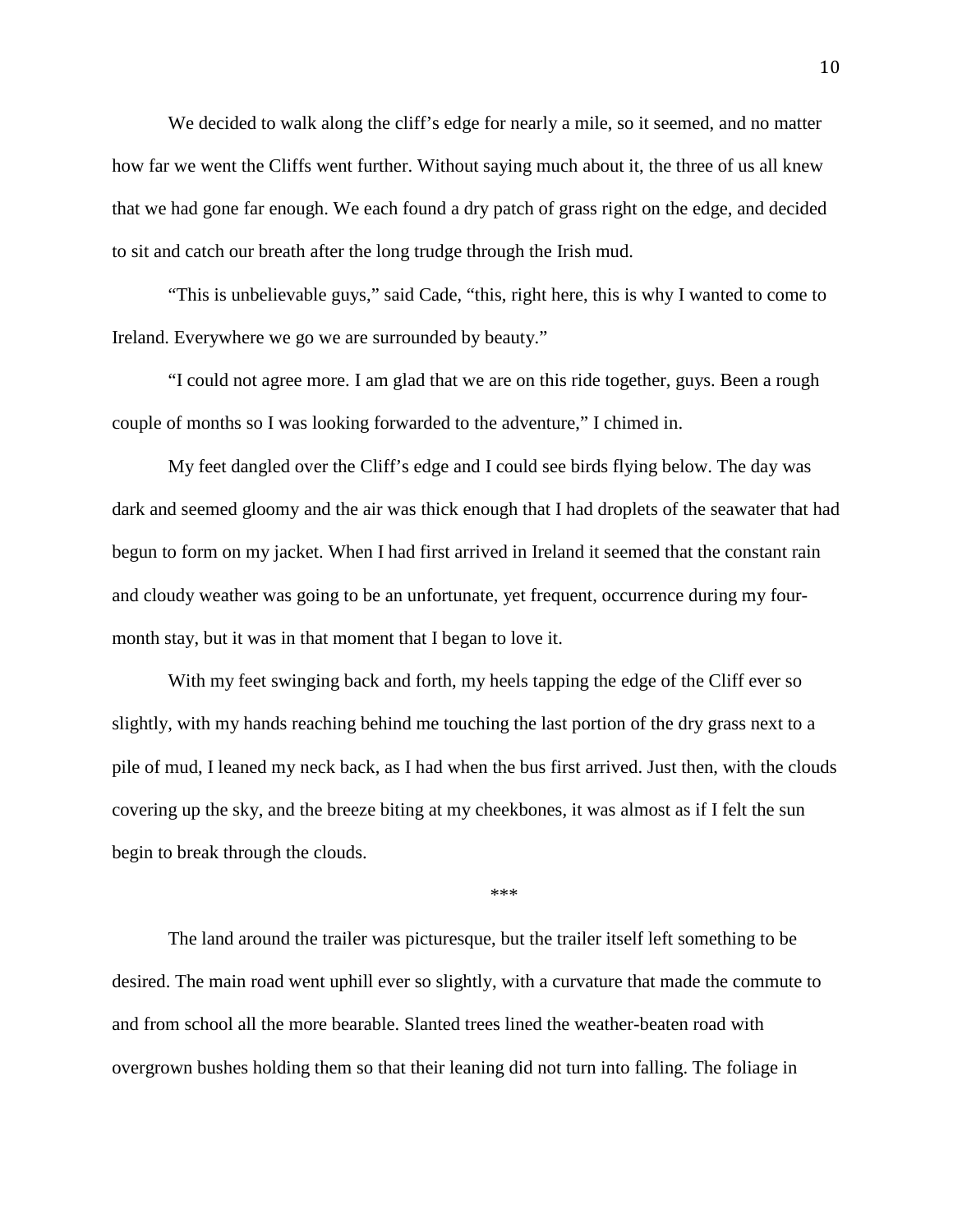We decided to walk along the cliff's edge for nearly a mile, so it seemed, and no matter how far we went the Cliffs went further. Without saying much about it, the three of us all knew that we had gone far enough. We each found a dry patch of grass right on the edge, and decided to sit and catch our breath after the long trudge through the Irish mud.

"This is unbelievable guys," said Cade, "this, right here, this is why I wanted to come to Ireland. Everywhere we go we are surrounded by beauty."

"I could not agree more. I am glad that we are on this ride together, guys. Been a rough couple of months so I was looking forwarded to the adventure," I chimed in.

My feet dangled over the Cliff's edge and I could see birds flying below. The day was dark and seemed gloomy and the air was thick enough that I had droplets of the seawater that had begun to form on my jacket. When I had first arrived in Ireland it seemed that the constant rain and cloudy weather was going to be an unfortunate, yet frequent, occurrence during my four-month stay, but it was in that moment that I began to love it.

With my feet swinging back and forth, my heels tapping the edge of the Cliff ever so slightly, with my hands reaching behind me touching the last portion of the dry grass next to a pile of mud, I leaned my neck back, as I had when the bus first arrived. Just then, with the clouds covering up the sky, and the breeze biting at my cheekbones, it was almost as if I felt the sun begin to break through the clouds.

***

The land around the trailer was picturesque, but the trailer itself left something to be desired. The main road went uphill ever so slightly, with a curvature that made the commute to and from school all the more bearable. Slanted trees lined the weather-beaten road with overgrown bushes holding them so that their leaning did not turn into falling. The foliage in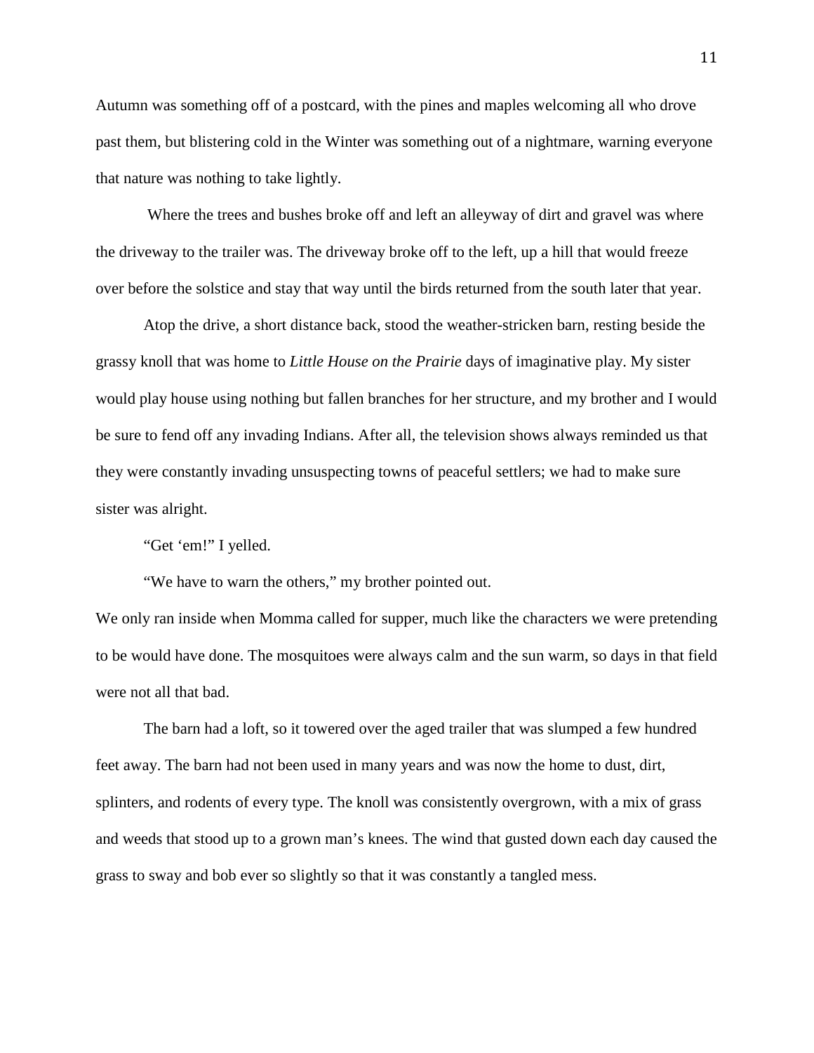Autumn was something off of a postcard, with the pines and maples welcoming all who drove past them, but blistering cold in the Winter was something out of a nightmare, warning everyone that nature was nothing to take lightly.

Where the trees and bushes broke off and left an alleyway of dirt and gravel was where the driveway to the trailer was. The driveway broke off to the left, up a hill that would freeze over before the solstice and stay that way until the birds returned from the south later that year.

Atop the drive, a short distance back, stood the weather-stricken barn, resting beside the grassy knoll that was home to *Little House on the Prairie* days of imaginative play. My sister would play house using nothing but fallen branches for her structure, and my brother and I would be sure to fend off any invading Indians. After all, the television shows always reminded us that they were constantly invading unsuspecting towns of peaceful settlers; we had to make sure sister was alright.

"Get 'em!" I yelled.

"We have to warn the others," my brother pointed out.

We only ran inside when Momma called for supper, much like the characters we were pretending to be would have done. The mosquitoes were always calm and the sun warm, so days in that field were not all that bad.

The barn had a loft, so it towered over the aged trailer that was slumped a few hundred feet away. The barn had not been used in many years and was now the home to dust, dirt, splinters, and rodents of every type. The knoll was consistently overgrown, with a mix of grass and weeds that stood up to a grown man's knees. The wind that gusted down each day caused the grass to sway and bob ever so slightly so that it was constantly a tangled mess.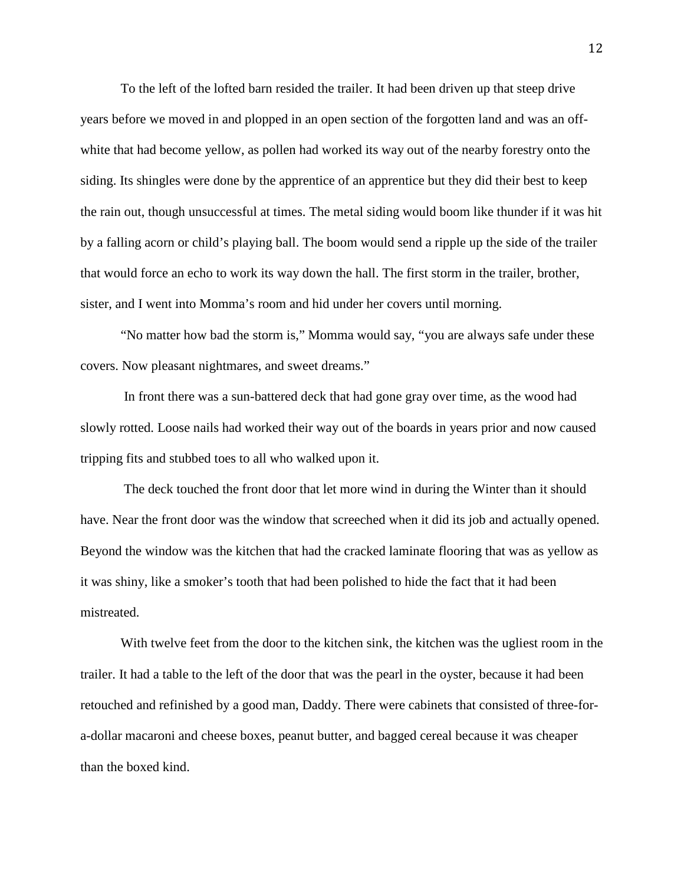To the left of the lofted barn resided the trailer. It had been driven up that steep drive years before we moved in and plopped in an open section of the forgotten land and was an off-white that had become yellow, as pollen had worked its way out of the nearby forestry onto the siding. Its shingles were done by the apprentice of an apprentice but they did their best to keep the rain out, though unsuccessful at times. The metal siding would boom like thunder if it was hit by a falling acorn or child's playing ball. The boom would send a ripple up the side of the trailer that would force an echo to work its way down the hall. The first storm in the trailer, brother, sister, and I went into Momma's room and hid under her covers until morning.

"No matter how bad the storm is," Momma would say, "you are always safe under these covers. Now pleasant nightmares, and sweet dreams."

In front there was a sun-battered deck that had gone gray over time, as the wood had slowly rotted. Loose nails had worked their way out of the boards in years prior and now caused tripping fits and stubbed toes to all who walked upon it.

The deck touched the front door that let more wind in during the Winter than it should have. Near the front door was the window that screeched when it did its job and actually opened. Beyond the window was the kitchen that had the cracked laminate flooring that was as yellow as it was shiny, like a smoker's tooth that had been polished to hide the fact that it had been mistreated.

With twelve feet from the door to the kitchen sink, the kitchen was the ugliest room in the trailer. It had a table to the left of the door that was the pearl in the oyster, because it had been retouched and refinished by a good man, Daddy. There were cabinets that consisted of three-for-a-dollar macaroni and cheese boxes, peanut butter, and bagged cereal because it was cheaper than the boxed kind.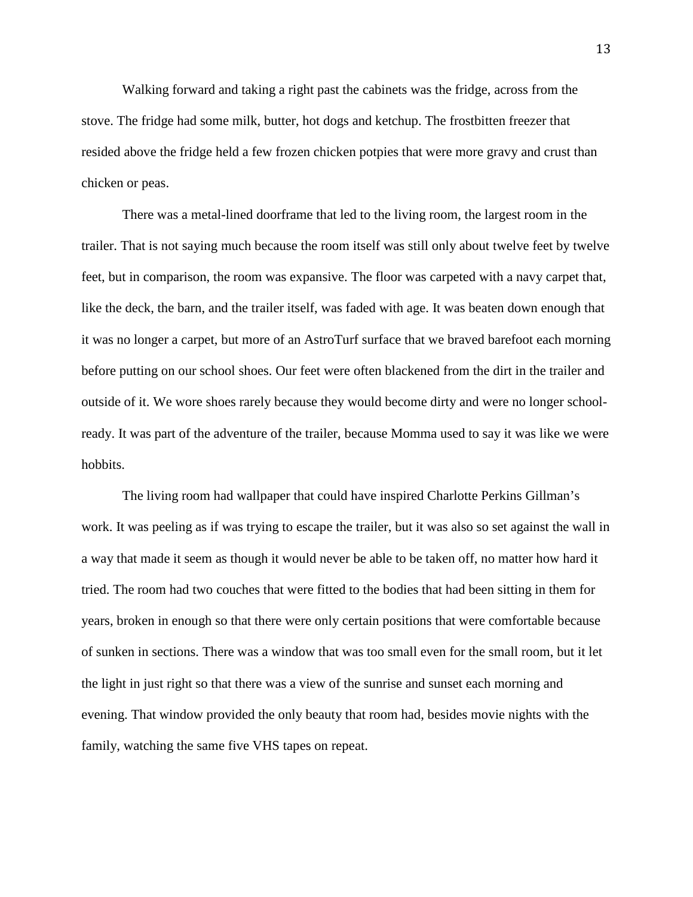Walking forward and taking a right past the cabinets was the fridge, across from the stove. The fridge had some milk, butter, hot dogs and ketchup. The frostbitten freezer that resided above the fridge held a few frozen chicken potpies that were more gravy and crust than chicken or peas.

There was a metal-lined doorframe that led to the living room, the largest room in the trailer. That is not saying much because the room itself was still only about twelve feet by twelve feet, but in comparison, the room was expansive. The floor was carpeted with a navy carpet that, like the deck, the barn, and the trailer itself, was faded with age. It was beaten down enough that it was no longer a carpet, but more of an AstroTurf surface that we braved barefoot each morning before putting on our school shoes. Our feet were often blackened from the dirt in the trailer and outside of it. We wore shoes rarely because they would become dirty and were no longer school-ready. It was part of the adventure of the trailer, because Momma used to say it was like we were hobbits.

The living room had wallpaper that could have inspired Charlotte Perkins Gillman's work. It was peeling as if was trying to escape the trailer, but it was also so set against the wall in a way that made it seem as though it would never be able to be taken off, no matter how hard it tried. The room had two couches that were fitted to the bodies that had been sitting in them for years, broken in enough so that there were only certain positions that were comfortable because of sunken in sections. There was a window that was too small even for the small room, but it let the light in just right so that there was a view of the sunrise and sunset each morning and evening. That window provided the only beauty that room had, besides movie nights with the family, watching the same five VHS tapes on repeat.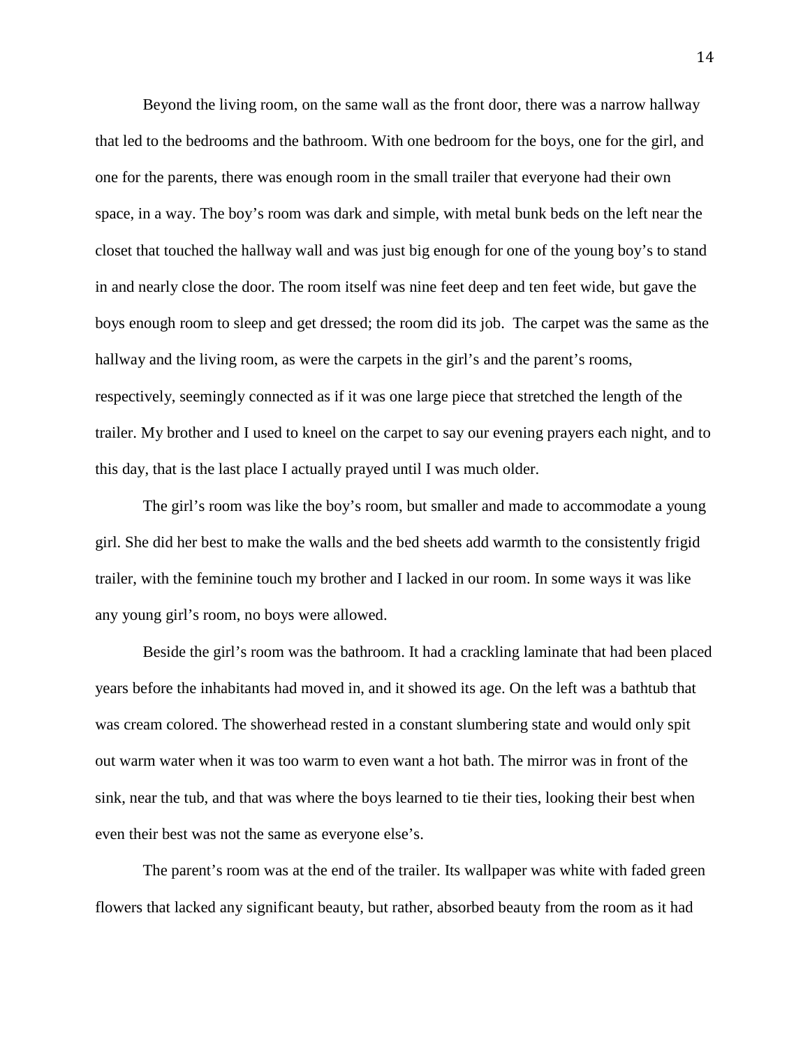Beyond the living room, on the same wall as the front door, there was a narrow hallway that led to the bedrooms and the bathroom. With one bedroom for the boys, one for the girl, and one for the parents, there was enough room in the small trailer that everyone had their own space, in a way. The boy's room was dark and simple, with metal bunk beds on the left near the closet that touched the hallway wall and was just big enough for one of the young boy's to stand in and nearly close the door. The room itself was nine feet deep and ten feet wide, but gave the boys enough room to sleep and get dressed; the room did its job.  The carpet was the same as the hallway and the living room, as were the carpets in the girl's and the parent's rooms, respectively, seemingly connected as if it was one large piece that stretched the length of the trailer. My brother and I used to kneel on the carpet to say our evening prayers each night, and to this day, that is the last place I actually prayed until I was much older.

The girl's room was like the boy's room, but smaller and made to accommodate a young girl. She did her best to make the walls and the bed sheets add warmth to the consistently frigid trailer, with the feminine touch my brother and I lacked in our room. In some ways it was like any young girl's room, no boys were allowed.

Beside the girl's room was the bathroom. It had a crackling laminate that had been placed years before the inhabitants had moved in, and it showed its age. On the left was a bathtub that was cream colored. The showerhead rested in a constant slumbering state and would only spit out warm water when it was too warm to even want a hot bath. The mirror was in front of the sink, near the tub, and that was where the boys learned to tie their ties, looking their best when even their best was not the same as everyone else's.

The parent's room was at the end of the trailer. Its wallpaper was white with faded green flowers that lacked any significant beauty, but rather, absorbed beauty from the room as it had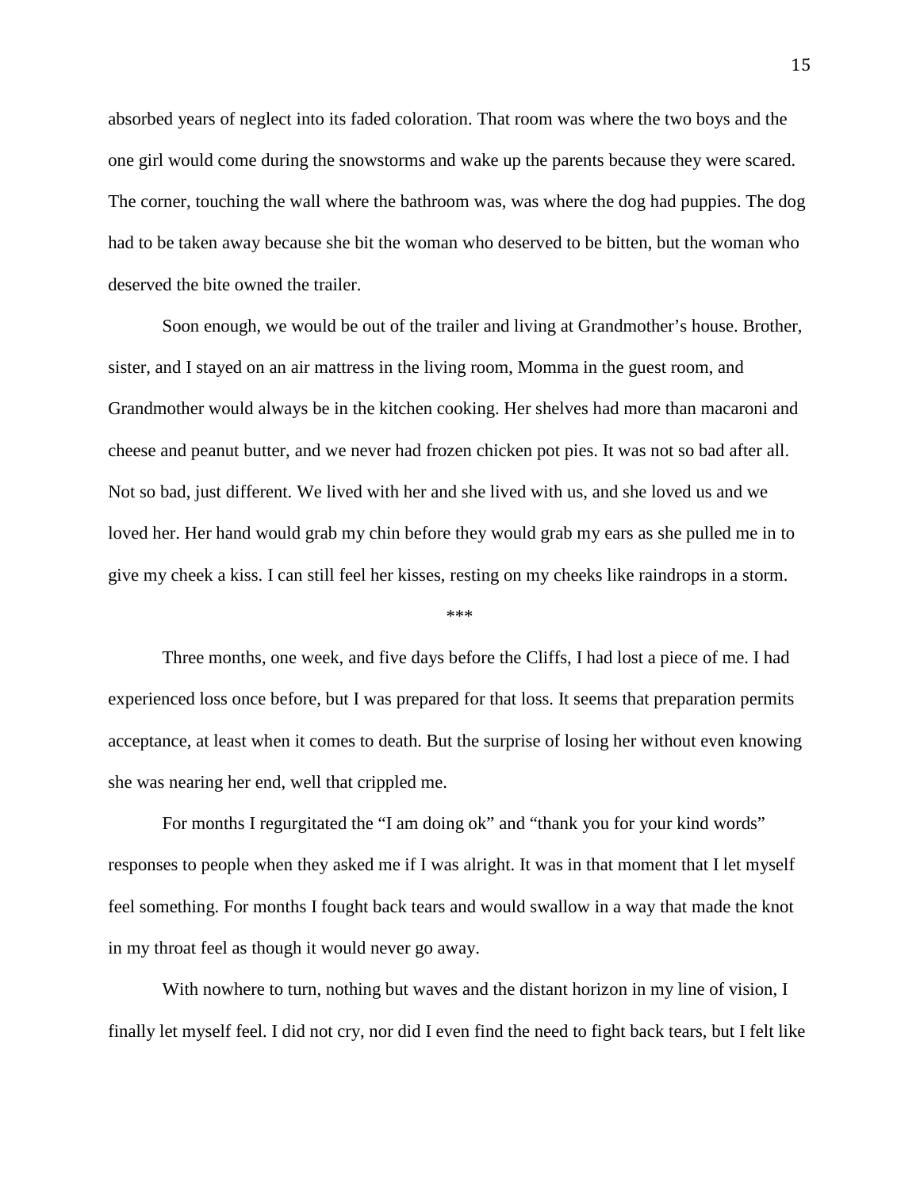absorbed years of neglect into its faded coloration. That room was where the two boys and the one girl would come during the snowstorms and wake up the parents because they were scared. The corner, touching the wall where the bathroom was, was where the dog had puppies. The dog had to be taken away because she bit the woman who deserved to be bitten, but the woman who deserved the bite owned the trailer.

Soon enough, we would be out of the trailer and living at Grandmother's house. Brother, sister, and I stayed on an air mattress in the living room, Momma in the guest room, and Grandmother would always be in the kitchen cooking. Her shelves had more than macaroni and cheese and peanut butter, and we never had frozen chicken pot pies. It was not so bad after all. Not so bad, just different. We lived with her and she lived with us, and she loved us and we loved her. Her hand would grab my chin before they would grab my ears as she pulled me in to give my cheek a kiss. I can still feel her kisses, resting on my cheeks like raindrops in a storm.

***

Three months, one week, and five days before the Cliffs, I had lost a piece of me. I had experienced loss once before, but I was prepared for that loss. It seems that preparation permits acceptance, at least when it comes to death. But the surprise of losing her without even knowing she was nearing her end, well that crippled me.

For months I regurgitated the "I am doing ok" and "thank you for your kind words" responses to people when they asked me if I was alright. It was in that moment that I let myself feel something. For months I fought back tears and would swallow in a way that made the knot in my throat feel as though it would never go away.

With nowhere to turn, nothing but waves and the distant horizon in my line of vision, I finally let myself feel. I did not cry, nor did I even find the need to fight back tears, but I felt like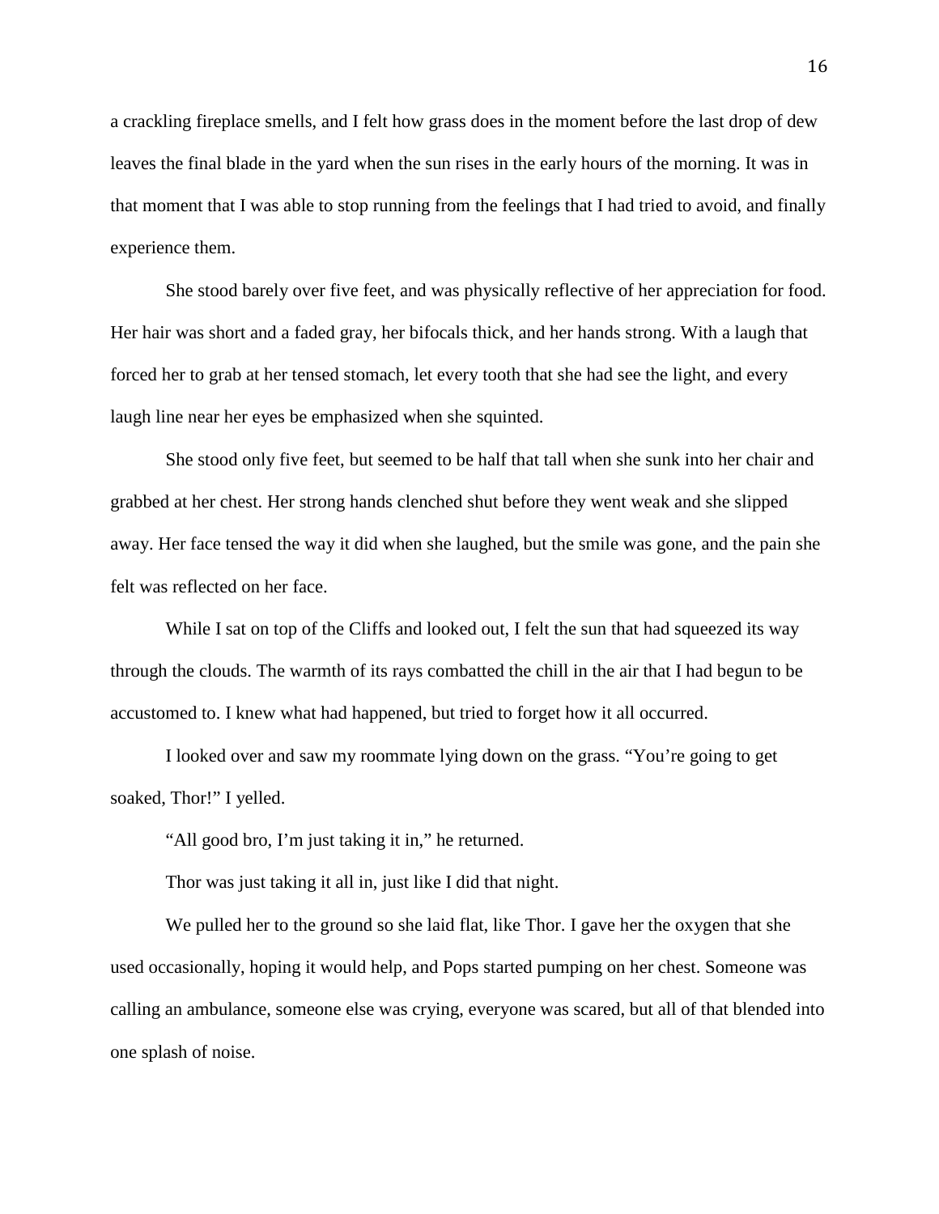a crackling fireplace smells, and I felt how grass does in the moment before the last drop of dew leaves the final blade in the yard when the sun rises in the early hours of the morning. It was in that moment that I was able to stop running from the feelings that I had tried to avoid, and finally experience them.

She stood barely over five feet, and was physically reflective of her appreciation for food. Her hair was short and a faded gray, her bifocals thick, and her hands strong. With a laugh that forced her to grab at her tensed stomach, let every tooth that she had see the light, and every laugh line near her eyes be emphasized when she squinted.

She stood only five feet, but seemed to be half that tall when she sunk into her chair and grabbed at her chest. Her strong hands clenched shut before they went weak and she slipped away. Her face tensed the way it did when she laughed, but the smile was gone, and the pain she felt was reflected on her face.

While I sat on top of the Cliffs and looked out, I felt the sun that had squeezed its way through the clouds. The warmth of its rays combatted the chill in the air that I had begun to be accustomed to. I knew what had happened, but tried to forget how it all occurred.

I looked over and saw my roommate lying down on the grass. “You’re going to get soaked, Thor!” I yelled.

“All good bro, I’m just taking it in,” he returned.

Thor was just taking it all in, just like I did that night.

We pulled her to the ground so she laid flat, like Thor. I gave her the oxygen that she used occasionally, hoping it would help, and Pops started pumping on her chest. Someone was calling an ambulance, someone else was crying, everyone was scared, but all of that blended into one splash of noise.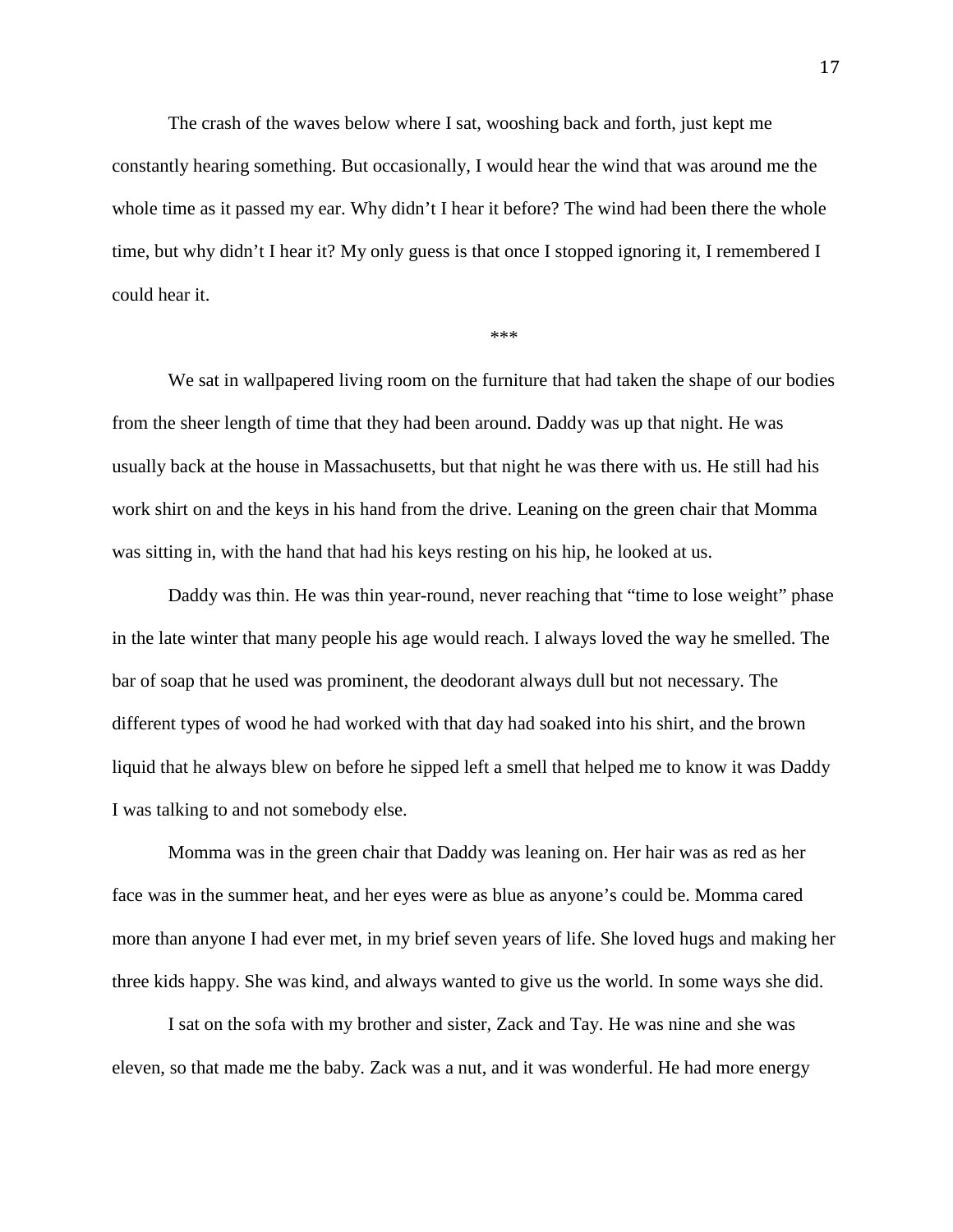The crash of the waves below where I sat, wooshing back and forth, just kept me constantly hearing something. But occasionally, I would hear the wind that was around me the whole time as it passed my ear. Why didn't I hear it before? The wind had been there the whole time, but why didn't I hear it? My only guess is that once I stopped ignoring it, I remembered I could hear it.

***

We sat in wallpapered living room on the furniture that had taken the shape of our bodies from the sheer length of time that they had been around. Daddy was up that night. He was usually back at the house in Massachusetts, but that night he was there with us. He still had his work shirt on and the keys in his hand from the drive. Leaning on the green chair that Momma was sitting in, with the hand that had his keys resting on his hip, he looked at us.

Daddy was thin. He was thin year-round, never reaching that "time to lose weight" phase in the late winter that many people his age would reach. I always loved the way he smelled. The bar of soap that he used was prominent, the deodorant always dull but not necessary. The different types of wood he had worked with that day had soaked into his shirt, and the brown liquid that he always blew on before he sipped left a smell that helped me to know it was Daddy I was talking to and not somebody else.

Momma was in the green chair that Daddy was leaning on. Her hair was as red as her face was in the summer heat, and her eyes were as blue as anyone's could be. Momma cared more than anyone I had ever met, in my brief seven years of life. She loved hugs and making her three kids happy. She was kind, and always wanted to give us the world. In some ways she did.

I sat on the sofa with my brother and sister, Zack and Tay. He was nine and she was eleven, so that made me the baby. Zack was a nut, and it was wonderful. He had more energy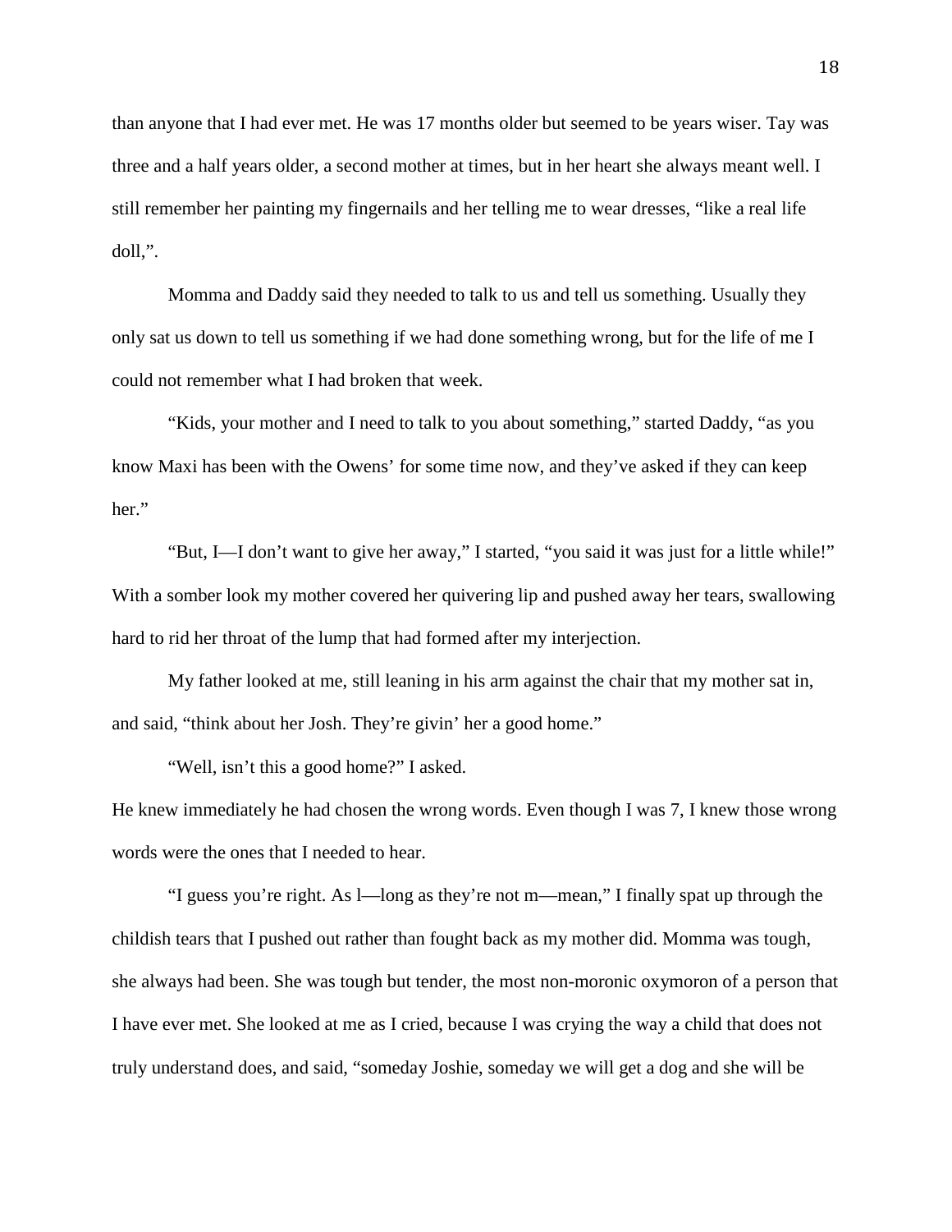than anyone that I had ever met. He was 17 months older but seemed to be years wiser. Tay was three and a half years older, a second mother at times, but in her heart she always meant well. I still remember her painting my fingernails and her telling me to wear dresses, "like a real life doll,".

Momma and Daddy said they needed to talk to us and tell us something. Usually they only sat us down to tell us something if we had done something wrong, but for the life of me I could not remember what I had broken that week.

"Kids, your mother and I need to talk to you about something," started Daddy, "as you know Maxi has been with the Owens' for some time now, and they've asked if they can keep her."

"But, I—I don't want to give her away," I started, "you said it was just for a little while!" With a somber look my mother covered her quivering lip and pushed away her tears, swallowing hard to rid her throat of the lump that had formed after my interjection.

My father looked at me, still leaning in his arm against the chair that my mother sat in, and said, "think about her Josh. They're givin' her a good home."

"Well, isn't this a good home?" I asked.

He knew immediately he had chosen the wrong words. Even though I was 7, I knew those wrong words were the ones that I needed to hear.

"I guess you're right. As l—long as they're not m—mean," I finally spat up through the childish tears that I pushed out rather than fought back as my mother did. Momma was tough, she always had been. She was tough but tender, the most non-moronic oxymoron of a person that I have ever met. She looked at me as I cried, because I was crying the way a child that does not truly understand does, and said, "someday Joshie, someday we will get a dog and she will be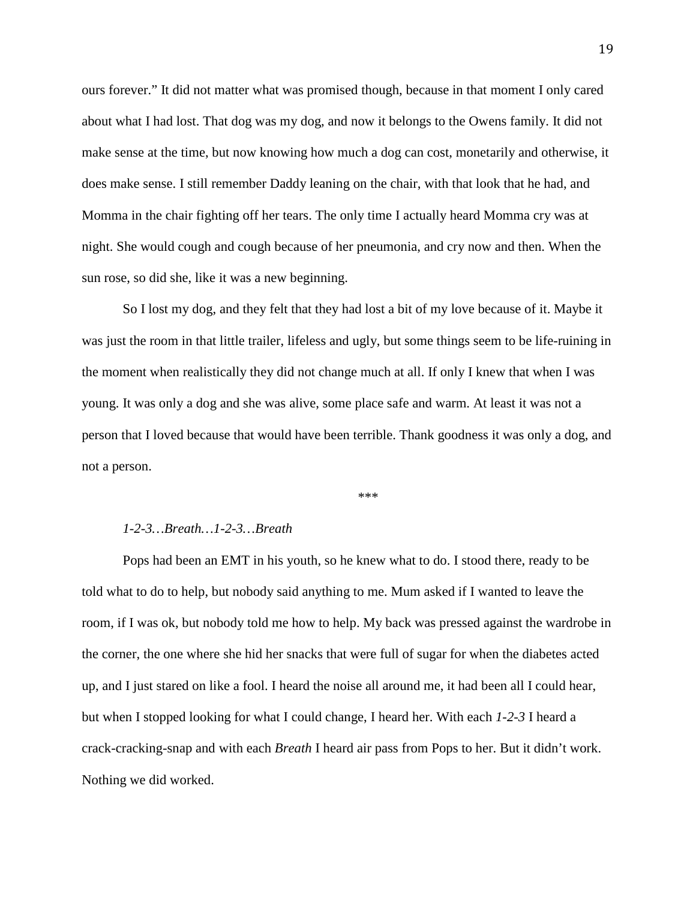ours forever." It did not matter what was promised though, because in that moment I only cared about what I had lost. That dog was my dog, and now it belongs to the Owens family. It did not make sense at the time, but now knowing how much a dog can cost, monetarily and otherwise, it does make sense. I still remember Daddy leaning on the chair, with that look that he had, and Momma in the chair fighting off her tears. The only time I actually heard Momma cry was at night. She would cough and cough because of her pneumonia, and cry now and then. When the sun rose, so did she, like it was a new beginning.

So I lost my dog, and they felt that they had lost a bit of my love because of it. Maybe it was just the room in that little trailer, lifeless and ugly, but some things seem to be life-ruining in the moment when realistically they did not change much at all. If only I knew that when I was young. It was only a dog and she was alive, some place safe and warm. At least it was not a person that I loved because that would have been terrible. Thank goodness it was only a dog, and not a person.

***

*1-2-3…Breath…1-2-3…Breath*

Pops had been an EMT in his youth, so he knew what to do. I stood there, ready to be told what to do to help, but nobody said anything to me. Mum asked if I wanted to leave the room, if I was ok, but nobody told me how to help. My back was pressed against the wardrobe in the corner, the one where she hid her snacks that were full of sugar for when the diabetes acted up, and I just stared on like a fool. I heard the noise all around me, it had been all I could hear, but when I stopped looking for what I could change, I heard her. With each *1-2-3* I heard a crack-cracking-snap and with each *Breath* I heard air pass from Pops to her. But it didn't work. Nothing we did worked.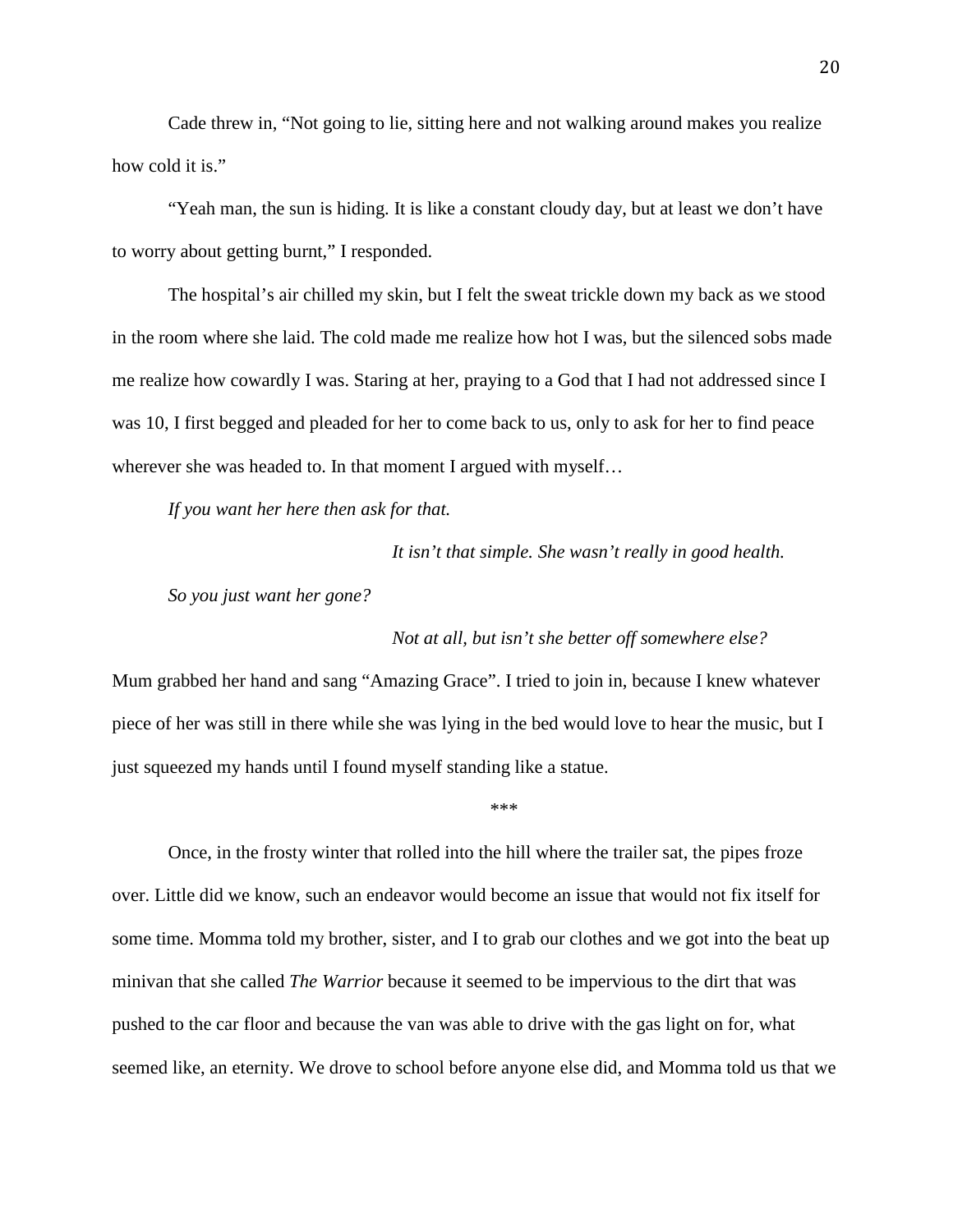Cade threw in, "Not going to lie, sitting here and not walking around makes you realize how cold it is."

"Yeah man, the sun is hiding. It is like a constant cloudy day, but at least we don't have to worry about getting burnt," I responded.

The hospital's air chilled my skin, but I felt the sweat trickle down my back as we stood in the room where she laid. The cold made me realize how hot I was, but the silenced sobs made me realize how cowardly I was. Staring at her, praying to a God that I had not addressed since I was 10, I first begged and pleaded for her to come back to us, only to ask for her to find peace wherever she was headed to. In that moment I argued with myself…

*If you want her here then ask for that.*

*It isn't that simple. She wasn't really in good health.*

*So you just want her gone?*

*Not at all, but isn't she better off somewhere else?*

Mum grabbed her hand and sang "Amazing Grace". I tried to join in, because I knew whatever piece of her was still in there while she was lying in the bed would love to hear the music, but I just squeezed my hands until I found myself standing like a statue.

***

Once, in the frosty winter that rolled into the hill where the trailer sat, the pipes froze over. Little did we know, such an endeavor would become an issue that would not fix itself for some time. Momma told my brother, sister, and I to grab our clothes and we got into the beat up minivan that she called *The Warrior* because it seemed to be impervious to the dirt that was pushed to the car floor and because the van was able to drive with the gas light on for, what seemed like, an eternity. We drove to school before anyone else did, and Momma told us that we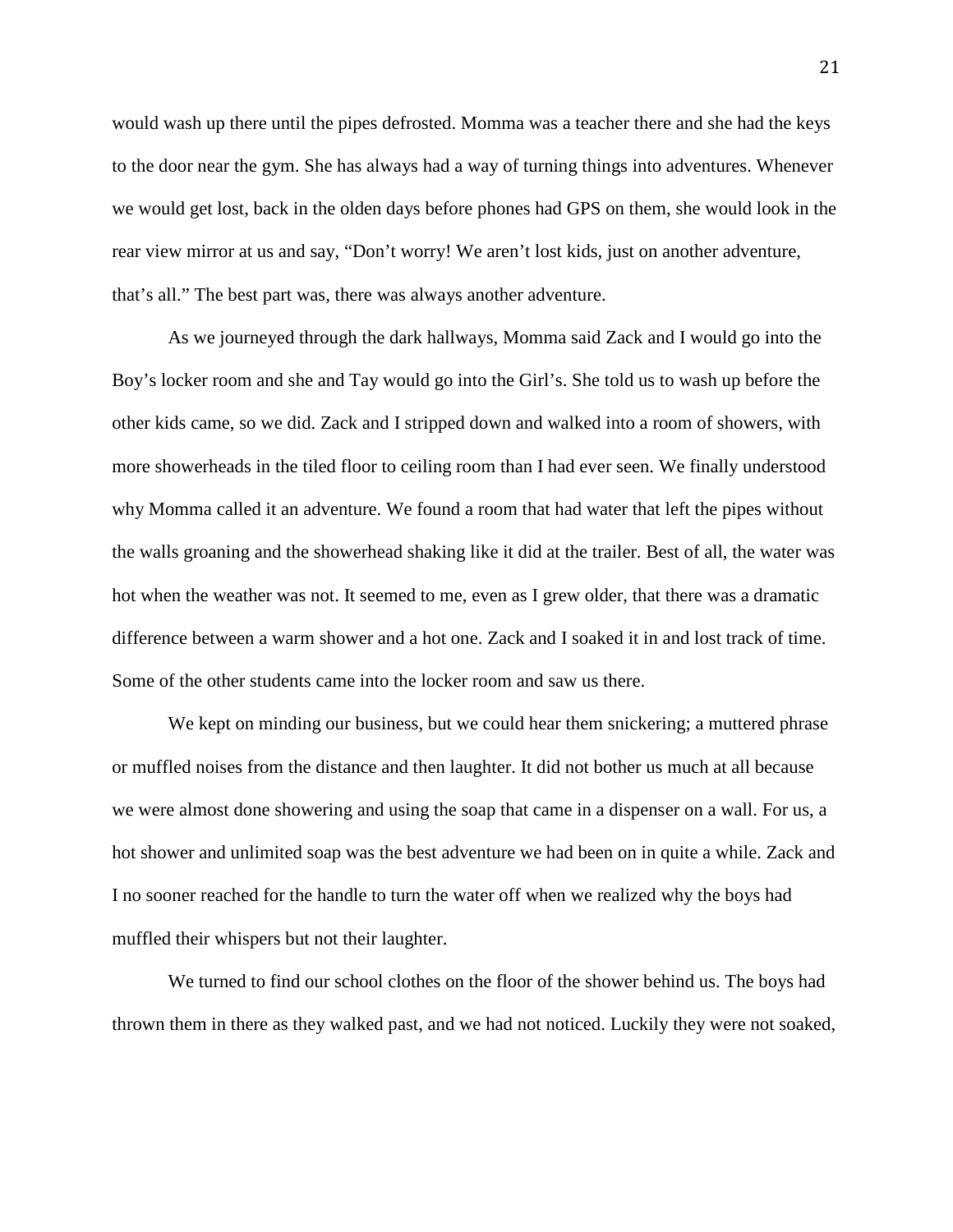would wash up there until the pipes defrosted. Momma was a teacher there and she had the keys to the door near the gym. She has always had a way of turning things into adventures. Whenever we would get lost, back in the olden days before phones had GPS on them, she would look in the rear view mirror at us and say, "Don't worry! We aren't lost kids, just on another adventure, that's all." The best part was, there was always another adventure.

As we journeyed through the dark hallways, Momma said Zack and I would go into the Boy's locker room and she and Tay would go into the Girl's. She told us to wash up before the other kids came, so we did. Zack and I stripped down and walked into a room of showers, with more showerheads in the tiled floor to ceiling room than I had ever seen. We finally understood why Momma called it an adventure. We found a room that had water that left the pipes without the walls groaning and the showerhead shaking like it did at the trailer. Best of all, the water was hot when the weather was not. It seemed to me, even as I grew older, that there was a dramatic difference between a warm shower and a hot one. Zack and I soaked it in and lost track of time. Some of the other students came into the locker room and saw us there.

We kept on minding our business, but we could hear them snickering; a muttered phrase or muffled noises from the distance and then laughter. It did not bother us much at all because we were almost done showering and using the soap that came in a dispenser on a wall. For us, a hot shower and unlimited soap was the best adventure we had been on in quite a while. Zack and I no sooner reached for the handle to turn the water off when we realized why the boys had muffled their whispers but not their laughter.

We turned to find our school clothes on the floor of the shower behind us. The boys had thrown them in there as they walked past, and we had not noticed. Luckily they were not soaked,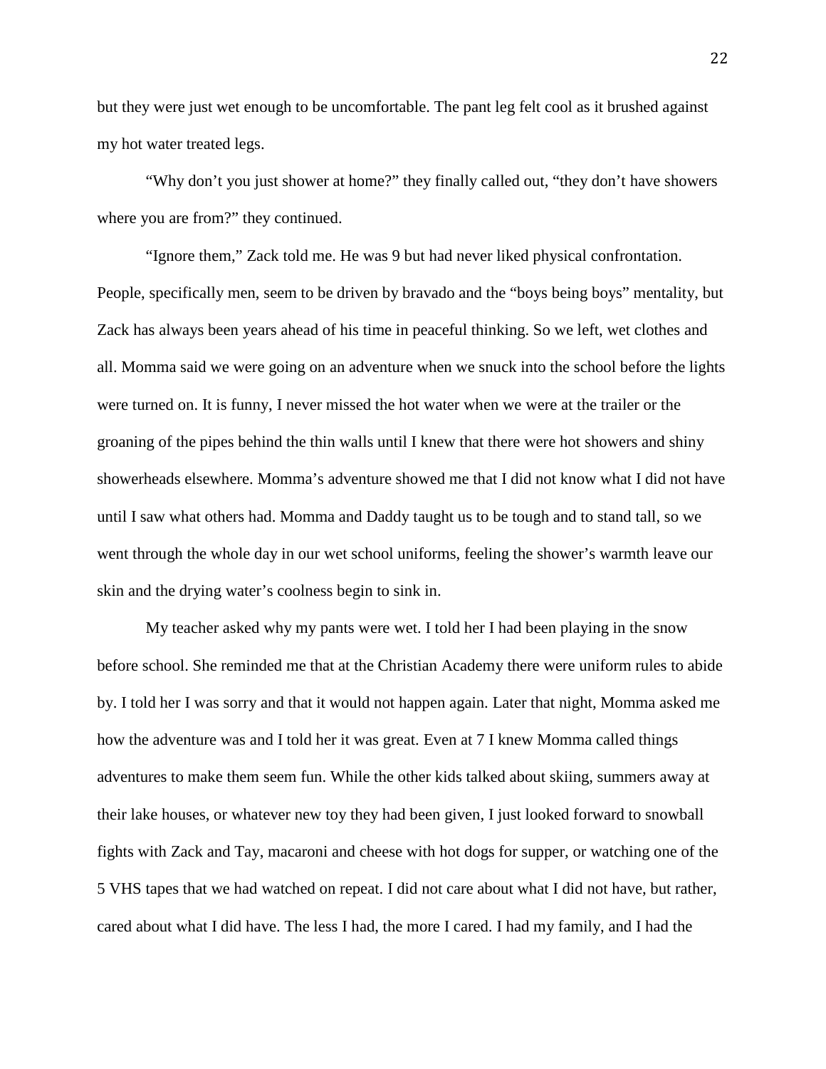but they were just wet enough to be uncomfortable. The pant leg felt cool as it brushed against my hot water treated legs.

"Why don't you just shower at home?" they finally called out, "they don't have showers where you are from?" they continued.

"Ignore them," Zack told me. He was 9 but had never liked physical confrontation. People, specifically men, seem to be driven by bravado and the "boys being boys" mentality, but Zack has always been years ahead of his time in peaceful thinking. So we left, wet clothes and all. Momma said we were going on an adventure when we snuck into the school before the lights were turned on. It is funny, I never missed the hot water when we were at the trailer or the groaning of the pipes behind the thin walls until I knew that there were hot showers and shiny showerheads elsewhere. Momma's adventure showed me that I did not know what I did not have until I saw what others had. Momma and Daddy taught us to be tough and to stand tall, so we went through the whole day in our wet school uniforms, feeling the shower's warmth leave our skin and the drying water's coolness begin to sink in.

My teacher asked why my pants were wet. I told her I had been playing in the snow before school. She reminded me that at the Christian Academy there were uniform rules to abide by. I told her I was sorry and that it would not happen again. Later that night, Momma asked me how the adventure was and I told her it was great. Even at 7 I knew Momma called things adventures to make them seem fun. While the other kids talked about skiing, summers away at their lake houses, or whatever new toy they had been given, I just looked forward to snowball fights with Zack and Tay, macaroni and cheese with hot dogs for supper, or watching one of the 5 VHS tapes that we had watched on repeat. I did not care about what I did not have, but rather, cared about what I did have. The less I had, the more I cared. I had my family, and I had the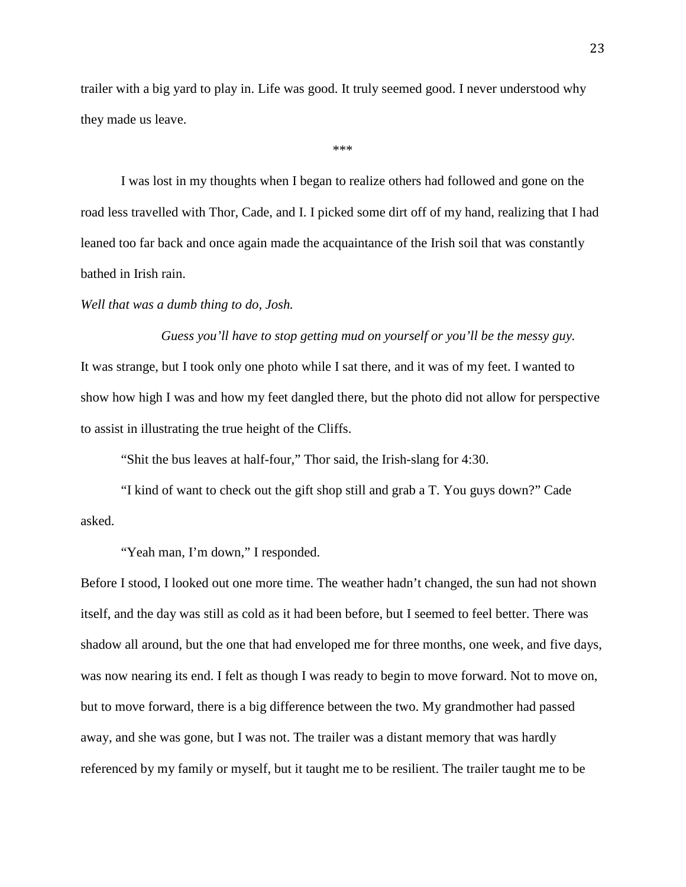trailer with a big yard to play in. Life was good. It truly seemed good. I never understood why they made us leave.

***

I was lost in my thoughts when I began to realize others had followed and gone on the road less travelled with Thor, Cade, and I. I picked some dirt off of my hand, realizing that I had leaned too far back and once again made the acquaintance of the Irish soil that was constantly bathed in Irish rain.

*Well that was a dumb thing to do, Josh.*

*Guess you'll have to stop getting mud on yourself or you'll be the messy guy.*

It was strange, but I took only one photo while I sat there, and it was of my feet. I wanted to show how high I was and how my feet dangled there, but the photo did not allow for perspective to assist in illustrating the true height of the Cliffs.

"Shit the bus leaves at half-four," Thor said, the Irish-slang for 4:30.

"I kind of want to check out the gift shop still and grab a T. You guys down?" Cade asked.

"Yeah man, I'm down," I responded.

Before I stood, I looked out one more time. The weather hadn't changed, the sun had not shown itself, and the day was still as cold as it had been before, but I seemed to feel better. There was shadow all around, but the one that had enveloped me for three months, one week, and five days, was now nearing its end. I felt as though I was ready to begin to move forward. Not to move on, but to move forward, there is a big difference between the two. My grandmother had passed away, and she was gone, but I was not. The trailer was a distant memory that was hardly referenced by my family or myself, but it taught me to be resilient. The trailer taught me to be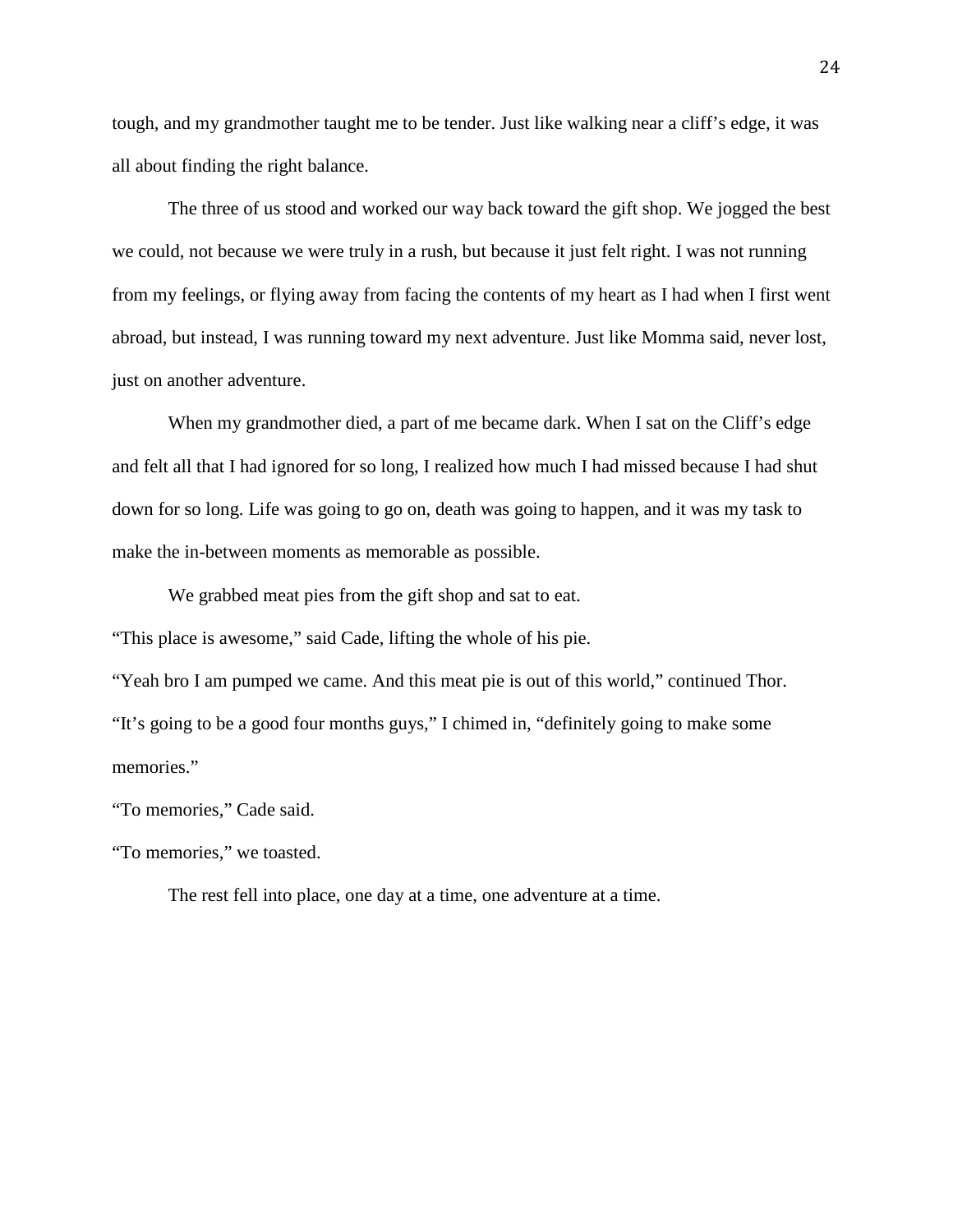tough, and my grandmother taught me to be tender. Just like walking near a cliff's edge, it was all about finding the right balance.

The three of us stood and worked our way back toward the gift shop. We jogged the best we could, not because we were truly in a rush, but because it just felt right. I was not running from my feelings, or flying away from facing the contents of my heart as I had when I first went abroad, but instead, I was running toward my next adventure. Just like Momma said, never lost, just on another adventure.

When my grandmother died, a part of me became dark. When I sat on the Cliff's edge and felt all that I had ignored for so long, I realized how much I had missed because I had shut down for so long. Life was going to go on, death was going to happen, and it was my task to make the in-between moments as memorable as possible.

We grabbed meat pies from the gift shop and sat to eat.

"This place is awesome," said Cade, lifting the whole of his pie.

"Yeah bro I am pumped we came. And this meat pie is out of this world," continued Thor.

"It's going to be a good four months guys," I chimed in, "definitely going to make some memories."

"To memories," Cade said.

"To memories," we toasted.

The rest fell into place, one day at a time, one adventure at a time.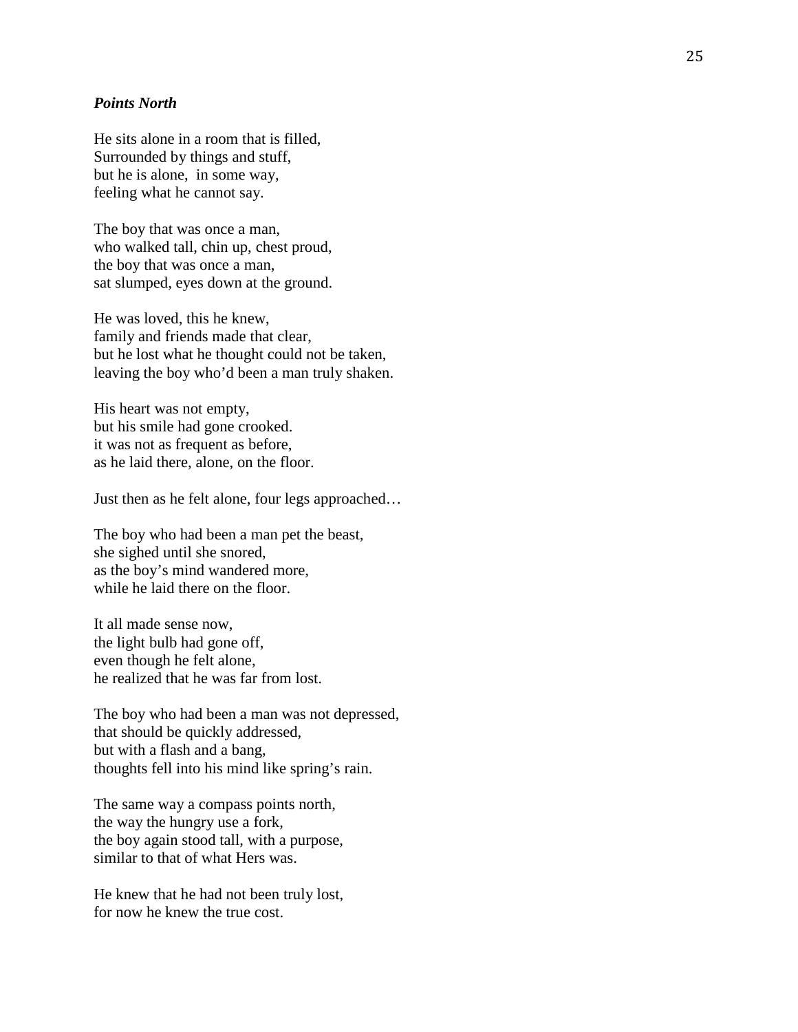***Points North***

He sits alone in a room that is filled,
Surrounded by things and stuff,
but he is alone, in some way,
feeling what he cannot say.

The boy that was once a man,
who walked tall, chin up, chest proud,
the boy that was once a man,
sat slumped, eyes down at the ground.

He was loved, this he knew,
family and friends made that clear,
but he lost what he thought could not be taken,
leaving the boy who'd been a man truly shaken.

His heart was not empty,
but his smile had gone crooked.
it was not as frequent as before,
as he laid there, alone, on the floor.

Just then as he felt alone, four legs approached…

The boy who had been a man pet the beast,
she sighed until she snored,
as the boy's mind wandered more,
while he laid there on the floor.

It all made sense now,
the light bulb had gone off,
even though he felt alone,
he realized that he was far from lost.

The boy who had been a man was not depressed,
that should be quickly addressed,
but with a flash and a bang,
thoughts fell into his mind like spring's rain.

The same way a compass points north,
the way the hungry use a fork,
the boy again stood tall, with a purpose,
similar to that of what Hers was.

He knew that he had not been truly lost,
for now he knew the true cost.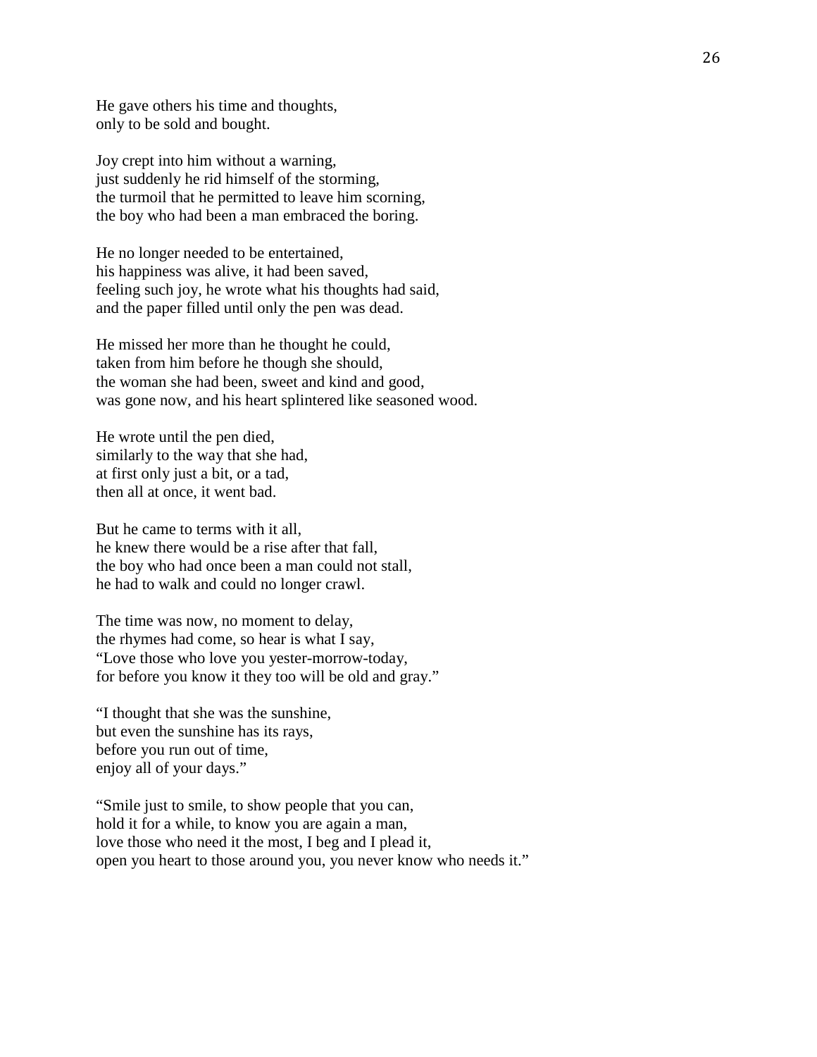He gave others his time and thoughts,
only to be sold and bought.

Joy crept into him without a warning,
just suddenly he rid himself of the storming,
the turmoil that he permitted to leave him scorning,
the boy who had been a man embraced the boring.

He no longer needed to be entertained,
his happiness was alive, it had been saved,
feeling such joy, he wrote what his thoughts had said,
and the paper filled until only the pen was dead.

He missed her more than he thought he could,
taken from him before he though she should,
the woman she had been, sweet and kind and good,
was gone now, and his heart splintered like seasoned wood.

He wrote until the pen died,
similarly to the way that she had,
at first only just a bit, or a tad,
then all at once, it went bad.

But he came to terms with it all,
he knew there would be a rise after that fall,
the boy who had once been a man could not stall,
he had to walk and could no longer crawl.

The time was now, no moment to delay,
the rhymes had come, so hear is what I say,
"Love those who love you yester-morrow-today,
for before you know it they too will be old and gray."

"I thought that she was the sunshine,
but even the sunshine has its rays,
before you run out of time,
enjoy all of your days."

"Smile just to smile, to show people that you can,
hold it for a while, to know you are again a man,
love those who need it the most, I beg and I plead it,
open you heart to those around you, you never know who needs it."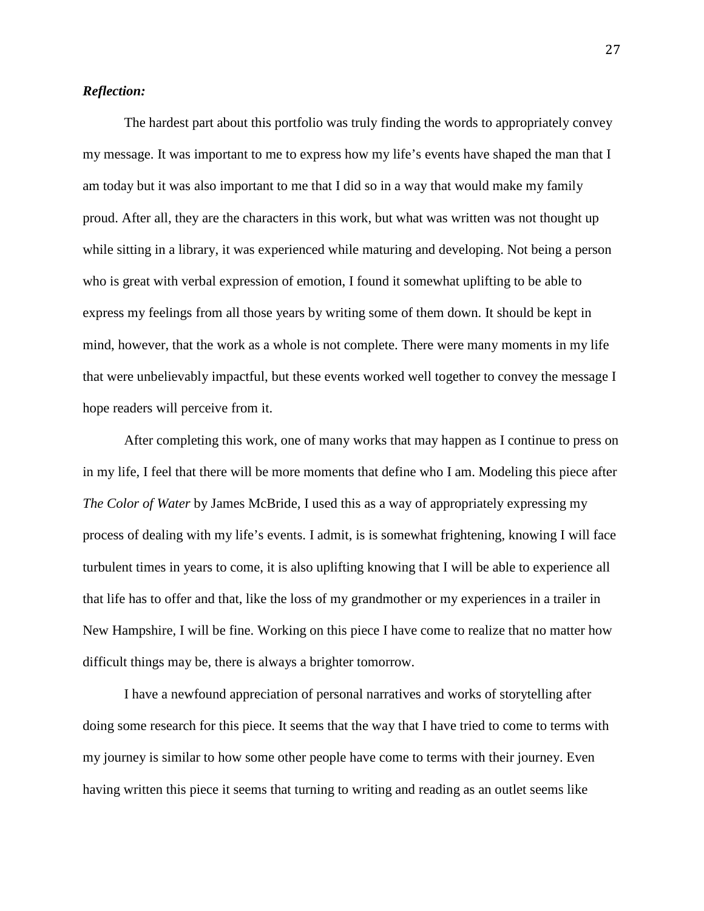***Reflection:***

The hardest part about this portfolio was truly finding the words to appropriately convey my message. It was important to me to express how my life's events have shaped the man that I am today but it was also important to me that I did so in a way that would make my family proud. After all, they are the characters in this work, but what was written was not thought up while sitting in a library, it was experienced while maturing and developing. Not being a person who is great with verbal expression of emotion, I found it somewhat uplifting to be able to express my feelings from all those years by writing some of them down. It should be kept in mind, however, that the work as a whole is not complete. There were many moments in my life that were unbelievably impactful, but these events worked well together to convey the message I hope readers will perceive from it.

After completing this work, one of many works that may happen as I continue to press on in my life, I feel that there will be more moments that define who I am. Modeling this piece after *The Color of Water* by James McBride, I used this as a way of appropriately expressing my process of dealing with my life's events. I admit, is is somewhat frightening, knowing I will face turbulent times in years to come, it is also uplifting knowing that I will be able to experience all that life has to offer and that, like the loss of my grandmother or my experiences in a trailer in New Hampshire, I will be fine. Working on this piece I have come to realize that no matter how difficult things may be, there is always a brighter tomorrow.

I have a newfound appreciation of personal narratives and works of storytelling after doing some research for this piece. It seems that the way that I have tried to come to terms with my journey is similar to how some other people have come to terms with their journey. Even having written this piece it seems that turning to writing and reading as an outlet seems like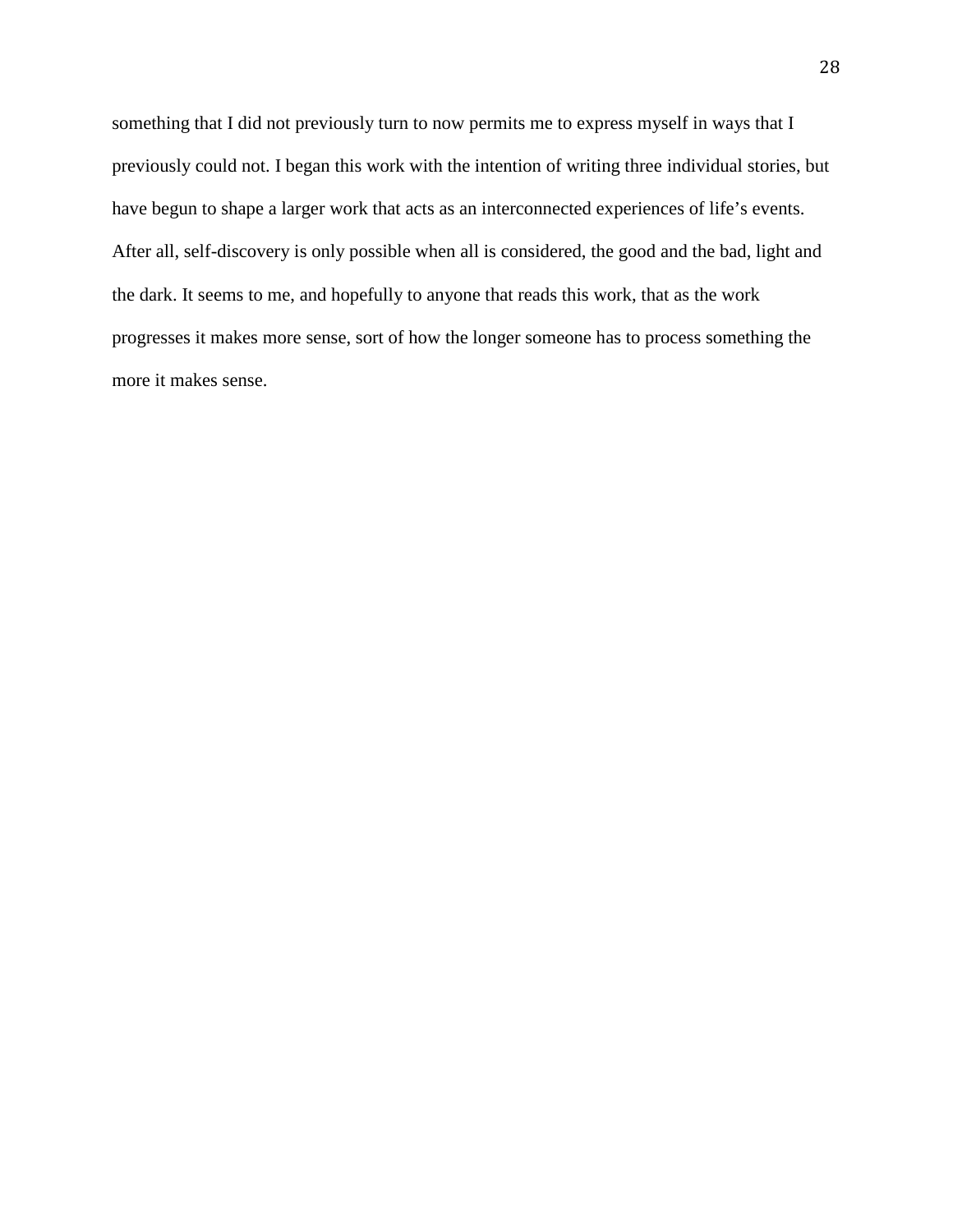something that I did not previously turn to now permits me to express myself in ways that I previously could not. I began this work with the intention of writing three individual stories, but have begun to shape a larger work that acts as an interconnected experiences of life's events. After all, self-discovery is only possible when all is considered, the good and the bad, light and the dark. It seems to me, and hopefully to anyone that reads this work, that as the work progresses it makes more sense, sort of how the longer someone has to process something the more it makes sense.